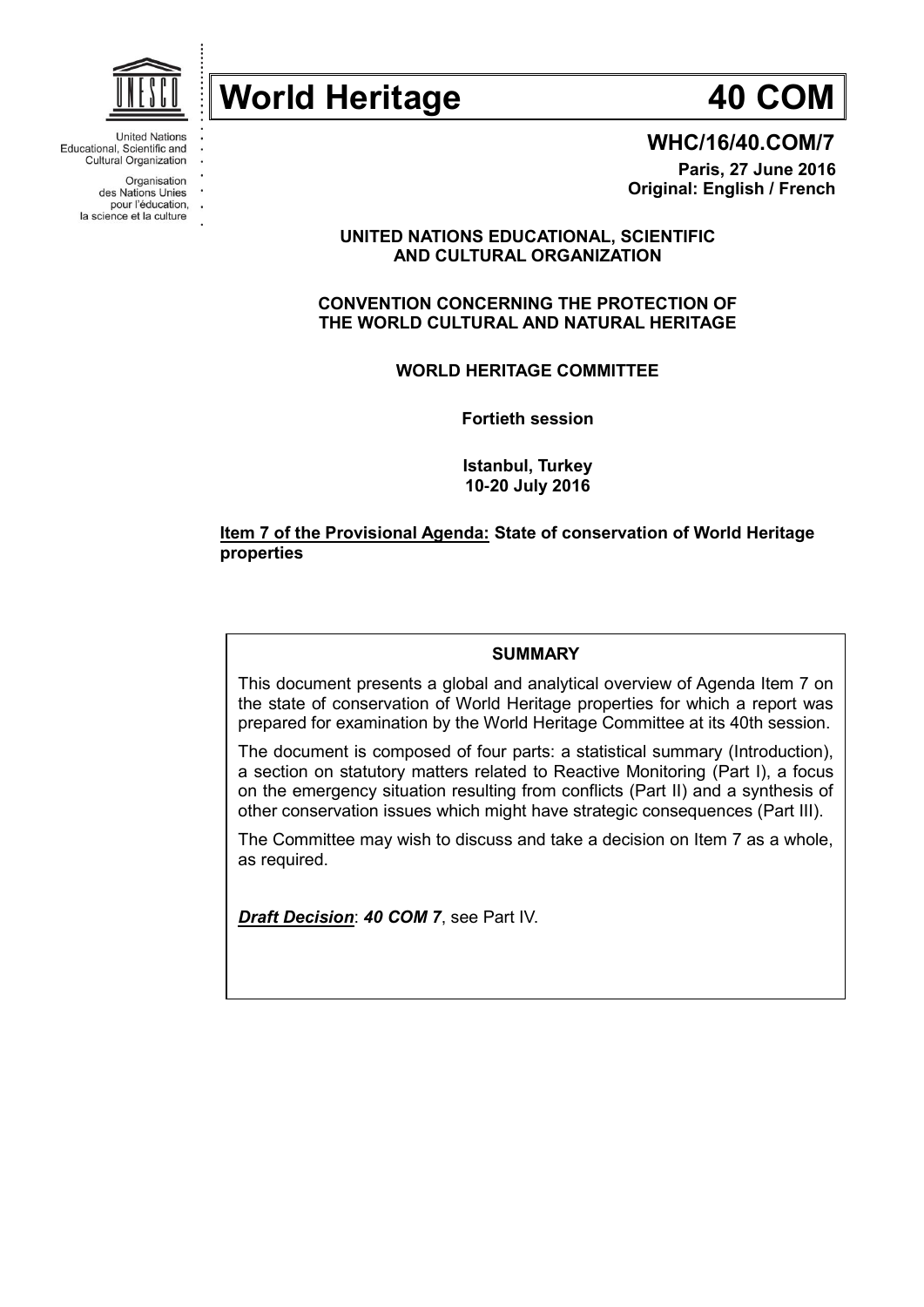United Nations Educational, Scientific and Cultural Organization

Organisation des Nations Unies pour l'éducation, la science et la culture

# World Heritage 40 COM

**WHC/16/40.COM/7**

**Paris, 27 June 2016**
**Original: English / French**

**UNITED NATIONS EDUCATIONAL, SCIENTIFIC AND CULTURAL ORGANIZATION**

**CONVENTION CONCERNING THE PROTECTION OF THE WORLD CULTURAL AND NATURAL HERITAGE**

**WORLD HERITAGE COMMITTEE**

**Fortieth session**

**Istanbul, Turkey**
**10-20 July 2016**

**Item 7 of the Provisional Agenda: State of conservation of World Heritage properties**

**SUMMARY**

This document presents a global and analytical overview of Agenda Item 7 on the state of conservation of World Heritage properties for which a report was prepared for examination by the World Heritage Committee at its 40th session.

The document is composed of four parts: a statistical summary (Introduction), a section on statutory matters related to Reactive Monitoring (Part I), a focus on the emergency situation resulting from conflicts (Part II) and a synthesis of other conservation issues which might have strategic consequences (Part III).

The Committee may wish to discuss and take a decision on Item 7 as a whole, as required.

***Draft Decision***: ***40 COM 7***, see Part IV.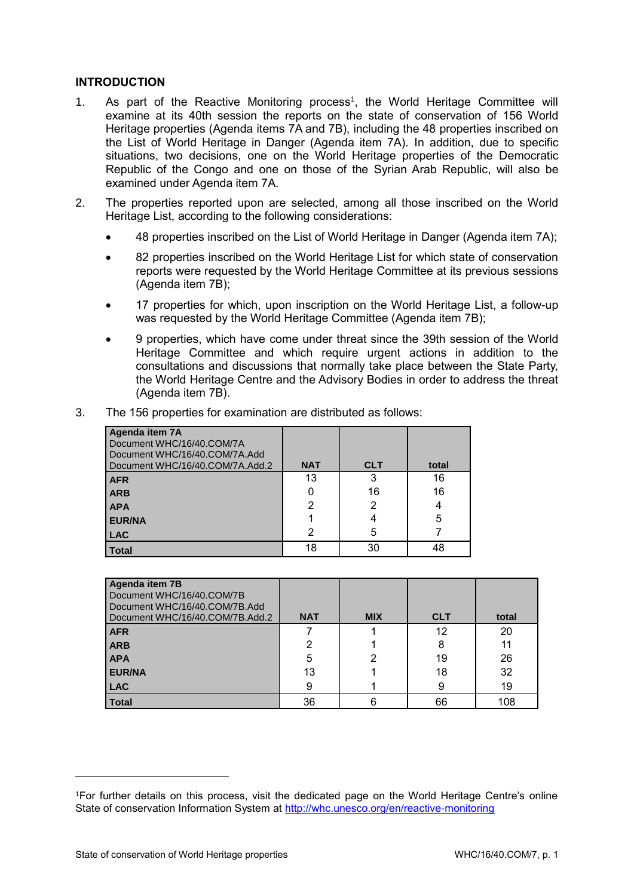## INTRODUCTION

1. As part of the Reactive Monitoring process[1], the World Heritage Committee will examine at its 40th session the reports on the state of conservation of 156 World Heritage properties (Agenda items 7A and 7B), including the 48 properties inscribed on the List of World Heritage in Danger (Agenda item 7A). In addition, due to specific situations, two decisions, one on the World Heritage properties of the Democratic Republic of the Congo and one on those of the Syrian Arab Republic, will also be examined under Agenda item 7A.

2. The properties reported upon are selected, among all those inscribed on the World Heritage List, according to the following considerations:

   - 48 properties inscribed on the List of World Heritage in Danger (Agenda item 7A);
   - 82 properties inscribed on the World Heritage List for which state of conservation reports were requested by the World Heritage Committee at its previous sessions (Agenda item 7B);
   - 17 properties for which, upon inscription on the World Heritage List, a follow-up was requested by the World Heritage Committee (Agenda item 7B);
   - 9 properties, which have come under threat since the 39th session of the World Heritage Committee and which require urgent actions in addition to the consultations and discussions that normally take place between the State Party, the World Heritage Centre and the Advisory Bodies in order to address the threat (Agenda item 7B).

3. The 156 properties for examination are distributed as follows:

| **Agenda item 7A**<br>Document WHC/16/40.COM/7A<br>Document WHC/16/40.COM/7A.Add<br>Document WHC/16/40.COM/7A.Add.2 | **NAT** | **CLT** | **total** |
|---|---|---|---|
| **AFR** | 13 | 3 | 16 |
| **ARB** | 0 | 16 | 16 |
| **APA** | 2 | 2 | 4 |
| **EUR/NA** | 1 | 4 | 5 |
| **LAC** | 2 | 5 | 7 |
| **Total** | 18 | 30 | 48 |

| **Agenda item 7B**<br>Document WHC/16/40.COM/7B<br>Document WHC/16/40.COM/7B.Add<br>Document WHC/16/40.COM/7B.Add.2 | **NAT** | **MIX** | **CLT** | **total** |
|---|---|---|---|---|
| **AFR** | 7 | 1 | 12 | 20 |
| **ARB** | 2 | 1 | 8 | 11 |
| **APA** | 5 | 2 | 19 | 26 |
| **EUR/NA** | 13 | 1 | 18 | 32 |
| **LAC** | 9 | 1 | 9 | 19 |
| **Total** | 36 | 6 | 66 | 108 |

[1]For further details on this process, visit the dedicated page on the World Heritage Centre's online State of conservation Information System at http://whc.unesco.org/en/reactive-monitoring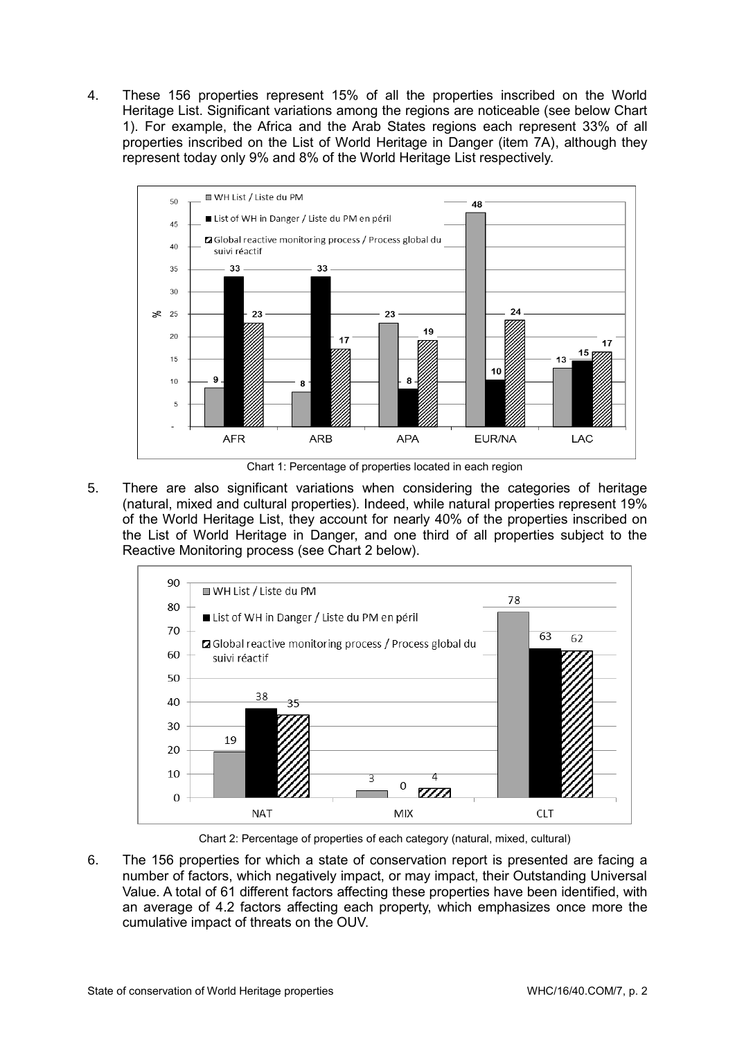4. These 156 properties represent 15% of all the properties inscribed on the World Heritage List. Significant variations among the regions are noticeable (see below Chart 1). For example, the Africa and the Arab States regions each represent 33% of all properties inscribed on the List of World Heritage in Danger (item 7A), although they represent today only 9% and 8% of the World Heritage List respectively.

Chart 1: Percentage of properties located in each region

5. There are also significant variations when considering the categories of heritage (natural, mixed and cultural properties). Indeed, while natural properties represent 19% of the World Heritage List, they account for nearly 40% of the properties inscribed on the List of World Heritage in Danger, and one third of all properties subject to the Reactive Monitoring process (see Chart 2 below).

Chart 2: Percentage of properties of each category (natural, mixed, cultural)

6. The 156 properties for which a state of conservation report is presented are facing a number of factors, which negatively impact, or may impact, their Outstanding Universal Value. A total of 61 different factors affecting these properties have been identified, with an average of 4.2 factors affecting each property, which emphasizes once more the cumulative impact of threats on the OUV.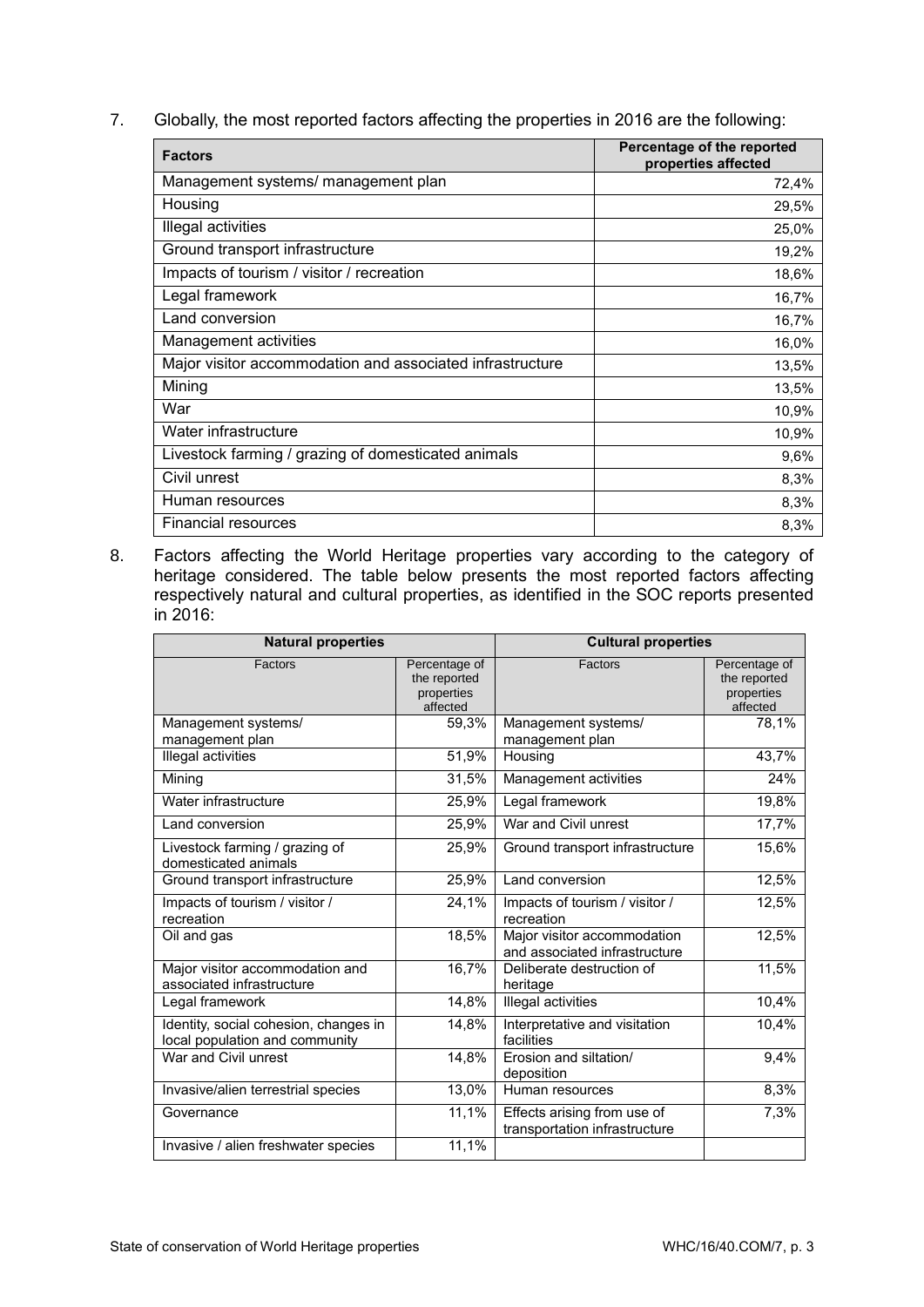7. Globally, the most reported factors affecting the properties in 2016 are the following:

| Factors | Percentage of the reported properties affected |
|---|---|
| Management systems/ management plan | 72,4% |
| Housing | 29,5% |
| Illegal activities | 25,0% |
| Ground transport infrastructure | 19,2% |
| Impacts of tourism / visitor / recreation | 18,6% |
| Legal framework | 16,7% |
| Land conversion | 16,7% |
| Management activities | 16,0% |
| Major visitor accommodation and associated infrastructure | 13,5% |
| Mining | 13,5% |
| War | 10,9% |
| Water infrastructure | 10,9% |
| Livestock farming / grazing of domesticated animals | 9,6% |
| Civil unrest | 8,3% |
| Human resources | 8,3% |
| Financial resources | 8,3% |

8. Factors affecting the World Heritage properties vary according to the category of heritage considered. The table below presents the most reported factors affecting respectively natural and cultural properties, as identified in the SOC reports presented in 2016:

| Natural properties | | Cultural properties | |
|---|---|---|---|
| Factors | Percentage of the reported properties affected | Factors | Percentage of the reported properties affected |
| Management systems/ management plan | 59,3% | Management systems/ management plan | 78,1% |
| Illegal activities | 51,9% | Housing | 43,7% |
| Mining | 31,5% | Management activities | 24% |
| Water infrastructure | 25,9% | Legal framework | 19,8% |
| Land conversion | 25,9% | War and Civil unrest | 17,7% |
| Livestock farming / grazing of domesticated animals | 25,9% | Ground transport infrastructure | 15,6% |
| Ground transport infrastructure | 25,9% | Land conversion | 12,5% |
| Impacts of tourism / visitor / recreation | 24,1% | Impacts of tourism / visitor / recreation | 12,5% |
| Oil and gas | 18,5% | Major visitor accommodation and associated infrastructure | 12,5% |
| Major visitor accommodation and associated infrastructure | 16,7% | Deliberate destruction of heritage | 11,5% |
| Legal framework | 14,8% | Illegal activities | 10,4% |
| Identity, social cohesion, changes in local population and community | 14,8% | Interpretative and visitation facilities | 10,4% |
| War and Civil unrest | 14,8% | Erosion and siltation/ deposition | 9,4% |
| Invasive/alien terrestrial species | 13,0% | Human resources | 8,3% |
| Governance | 11,1% | Effects arising from use of transportation infrastructure | 7,3% |
| Invasive / alien freshwater species | 11,1% | | |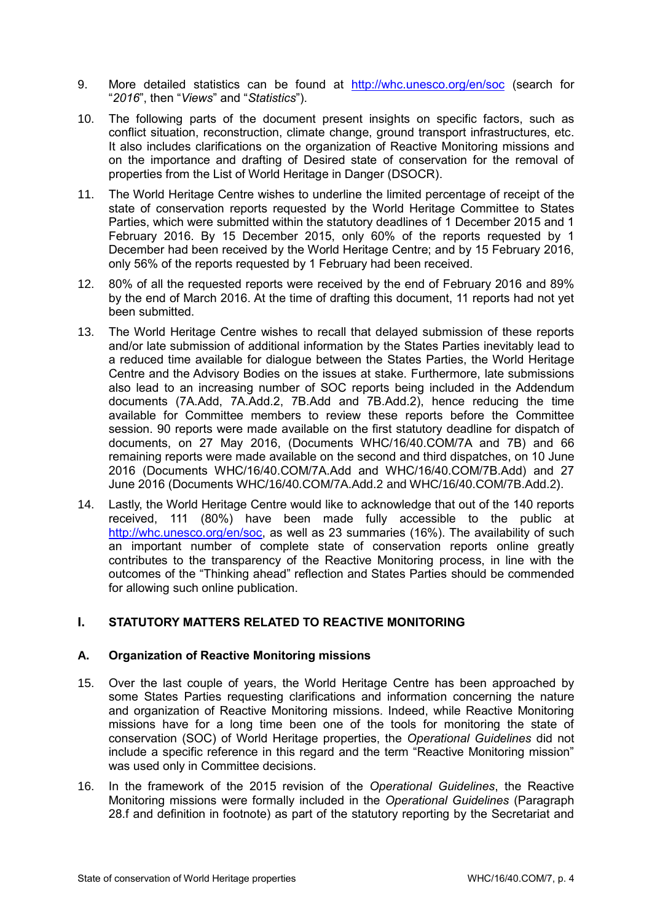9. More detailed statistics can be found at http://whc.unesco.org/en/soc (search for "*2016*", then "*Views*" and "*Statistics*").

10. The following parts of the document present insights on specific factors, such as conflict situation, reconstruction, climate change, ground transport infrastructures, etc. It also includes clarifications on the organization of Reactive Monitoring missions and on the importance and drafting of Desired state of conservation for the removal of properties from the List of World Heritage in Danger (DSOCR).

11. The World Heritage Centre wishes to underline the limited percentage of receipt of the state of conservation reports requested by the World Heritage Committee to States Parties, which were submitted within the statutory deadlines of 1 December 2015 and 1 February 2016. By 15 December 2015, only 60% of the reports requested by 1 December had been received by the World Heritage Centre; and by 15 February 2016, only 56% of the reports requested by 1 February had been received.

12. 80% of all the requested reports were received by the end of February 2016 and 89% by the end of March 2016. At the time of drafting this document, 11 reports had not yet been submitted.

13. The World Heritage Centre wishes to recall that delayed submission of these reports and/or late submission of additional information by the States Parties inevitably lead to a reduced time available for dialogue between the States Parties, the World Heritage Centre and the Advisory Bodies on the issues at stake. Furthermore, late submissions also lead to an increasing number of SOC reports being included in the Addendum documents (7A.Add, 7A.Add.2, 7B.Add and 7B.Add.2), hence reducing the time available for Committee members to review these reports before the Committee session. 90 reports were made available on the first statutory deadline for dispatch of documents, on 27 May 2016, (Documents WHC/16/40.COM/7A and 7B) and 66 remaining reports were made available on the second and third dispatches, on 10 June 2016 (Documents WHC/16/40.COM/7A.Add and WHC/16/40.COM/7B.Add) and 27 June 2016 (Documents WHC/16/40.COM/7A.Add.2 and WHC/16/40.COM/7B.Add.2).

14. Lastly, the World Heritage Centre would like to acknowledge that out of the 140 reports received, 111 (80%) have been made fully accessible to the public at http://whc.unesco.org/en/soc, as well as 23 summaries (16%). The availability of such an important number of complete state of conservation reports online greatly contributes to the transparency of the Reactive Monitoring process, in line with the outcomes of the "Thinking ahead" reflection and States Parties should be commended for allowing such online publication.

## I. STATUTORY MATTERS RELATED TO REACTIVE MONITORING

### A. Organization of Reactive Monitoring missions

15. Over the last couple of years, the World Heritage Centre has been approached by some States Parties requesting clarifications and information concerning the nature and organization of Reactive Monitoring missions. Indeed, while Reactive Monitoring missions have for a long time been one of the tools for monitoring the state of conservation (SOC) of World Heritage properties, the *Operational Guidelines* did not include a specific reference in this regard and the term "Reactive Monitoring mission" was used only in Committee decisions.

16. In the framework of the 2015 revision of the *Operational Guidelines*, the Reactive Monitoring missions were formally included in the *Operational Guidelines* (Paragraph 28.f and definition in footnote) as part of the statutory reporting by the Secretariat and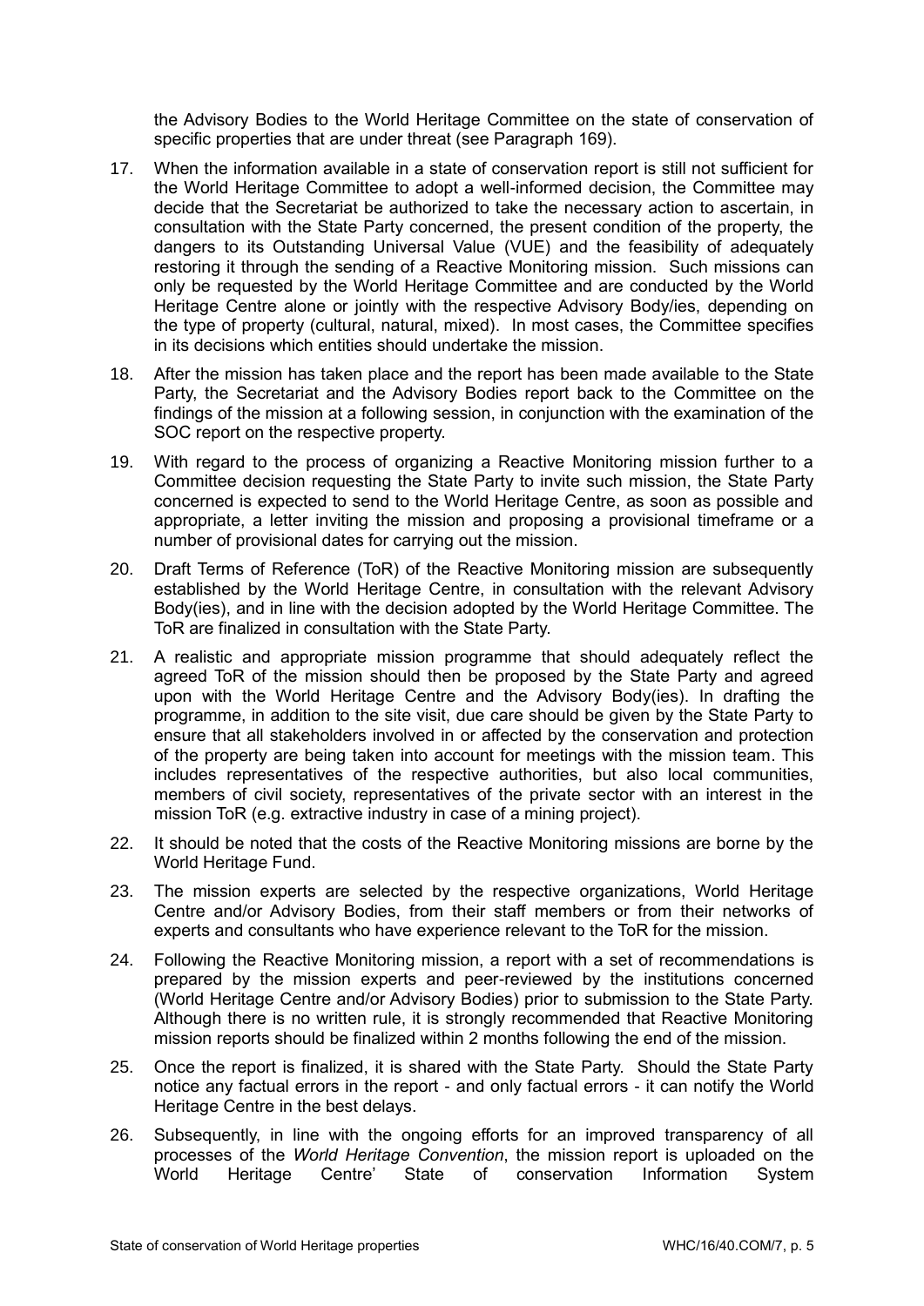the Advisory Bodies to the World Heritage Committee on the state of conservation of specific properties that are under threat (see Paragraph 169).

17. When the information available in a state of conservation report is still not sufficient for the World Heritage Committee to adopt a well-informed decision, the Committee may decide that the Secretariat be authorized to take the necessary action to ascertain, in consultation with the State Party concerned, the present condition of the property, the dangers to its Outstanding Universal Value (VUE) and the feasibility of adequately restoring it through the sending of a Reactive Monitoring mission. Such missions can only be requested by the World Heritage Committee and are conducted by the World Heritage Centre alone or jointly with the respective Advisory Body/ies, depending on the type of property (cultural, natural, mixed). In most cases, the Committee specifies in its decisions which entities should undertake the mission.

18. After the mission has taken place and the report has been made available to the State Party, the Secretariat and the Advisory Bodies report back to the Committee on the findings of the mission at a following session, in conjunction with the examination of the SOC report on the respective property.

19. With regard to the process of organizing a Reactive Monitoring mission further to a Committee decision requesting the State Party to invite such mission, the State Party concerned is expected to send to the World Heritage Centre, as soon as possible and appropriate, a letter inviting the mission and proposing a provisional timeframe or a number of provisional dates for carrying out the mission.

20. Draft Terms of Reference (ToR) of the Reactive Monitoring mission are subsequently established by the World Heritage Centre, in consultation with the relevant Advisory Body(ies), and in line with the decision adopted by the World Heritage Committee. The ToR are finalized in consultation with the State Party.

21. A realistic and appropriate mission programme that should adequately reflect the agreed ToR of the mission should then be proposed by the State Party and agreed upon with the World Heritage Centre and the Advisory Body(ies). In drafting the programme, in addition to the site visit, due care should be given by the State Party to ensure that all stakeholders involved in or affected by the conservation and protection of the property are being taken into account for meetings with the mission team. This includes representatives of the respective authorities, but also local communities, members of civil society, representatives of the private sector with an interest in the mission ToR (e.g. extractive industry in case of a mining project).

22. It should be noted that the costs of the Reactive Monitoring missions are borne by the World Heritage Fund.

23. The mission experts are selected by the respective organizations, World Heritage Centre and/or Advisory Bodies, from their staff members or from their networks of experts and consultants who have experience relevant to the ToR for the mission.

24. Following the Reactive Monitoring mission, a report with a set of recommendations is prepared by the mission experts and peer-reviewed by the institutions concerned (World Heritage Centre and/or Advisory Bodies) prior to submission to the State Party. Although there is no written rule, it is strongly recommended that Reactive Monitoring mission reports should be finalized within 2 months following the end of the mission.

25. Once the report is finalized, it is shared with the State Party. Should the State Party notice any factual errors in the report - and only factual errors - it can notify the World Heritage Centre in the best delays.

26. Subsequently, in line with the ongoing efforts for an improved transparency of all processes of the *World Heritage Convention*, the mission report is uploaded on the World Heritage Centre' State of conservation Information System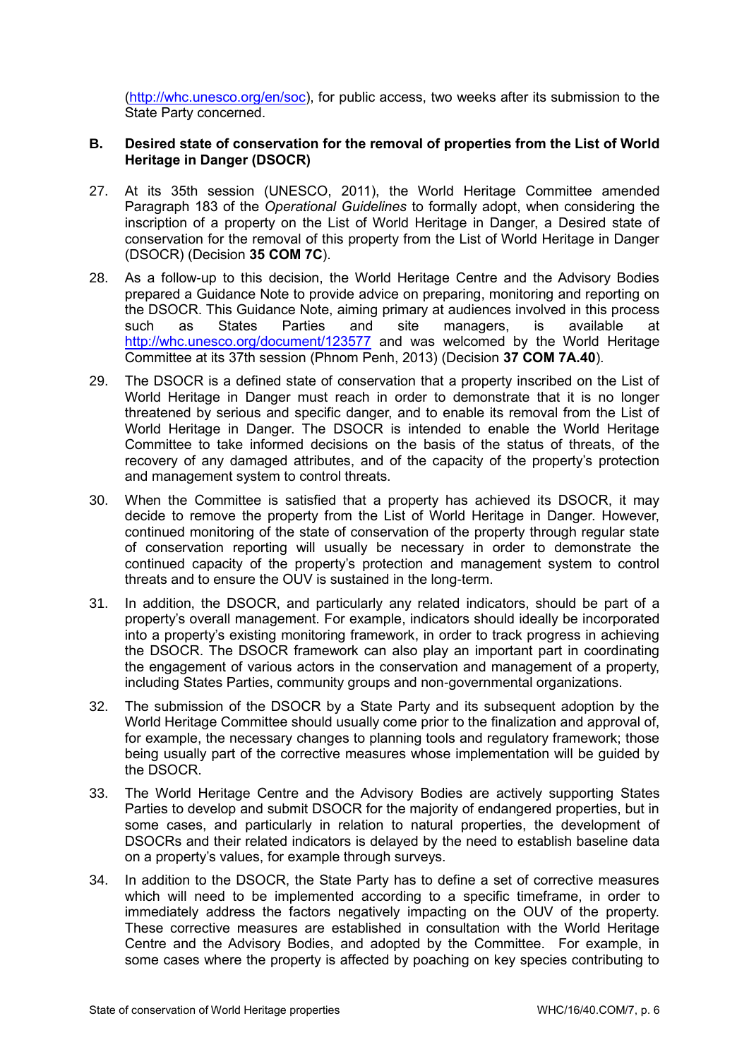(http://whc.unesco.org/en/soc), for public access, two weeks after its submission to the State Party concerned.

## B. Desired state of conservation for the removal of properties from the List of World Heritage in Danger (DSOCR)

27. At its 35th session (UNESCO, 2011), the World Heritage Committee amended Paragraph 183 of the *Operational Guidelines* to formally adopt, when considering the inscription of a property on the List of World Heritage in Danger, a Desired state of conservation for the removal of this property from the List of World Heritage in Danger (DSOCR) (Decision **35 COM 7C**).

28. As a follow-up to this decision, the World Heritage Centre and the Advisory Bodies prepared a Guidance Note to provide advice on preparing, monitoring and reporting on the DSOCR. This Guidance Note, aiming primary at audiences involved in this process such as States Parties and site managers, is available at http://whc.unesco.org/document/123577 and was welcomed by the World Heritage Committee at its 37th session (Phnom Penh, 2013) (Decision **37 COM 7A.40**).

29. The DSOCR is a defined state of conservation that a property inscribed on the List of World Heritage in Danger must reach in order to demonstrate that it is no longer threatened by serious and specific danger, and to enable its removal from the List of World Heritage in Danger. The DSOCR is intended to enable the World Heritage Committee to take informed decisions on the basis of the status of threats, of the recovery of any damaged attributes, and of the capacity of the property's protection and management system to control threats.

30. When the Committee is satisfied that a property has achieved its DSOCR, it may decide to remove the property from the List of World Heritage in Danger. However, continued monitoring of the state of conservation of the property through regular state of conservation reporting will usually be necessary in order to demonstrate the continued capacity of the property's protection and management system to control threats and to ensure the OUV is sustained in the long-term.

31. In addition, the DSOCR, and particularly any related indicators, should be part of a property's overall management. For example, indicators should ideally be incorporated into a property's existing monitoring framework, in order to track progress in achieving the DSOCR. The DSOCR framework can also play an important part in coordinating the engagement of various actors in the conservation and management of a property, including States Parties, community groups and non-governmental organizations.

32. The submission of the DSOCR by a State Party and its subsequent adoption by the World Heritage Committee should usually come prior to the finalization and approval of, for example, the necessary changes to planning tools and regulatory framework; those being usually part of the corrective measures whose implementation will be guided by the DSOCR.

33. The World Heritage Centre and the Advisory Bodies are actively supporting States Parties to develop and submit DSOCR for the majority of endangered properties, but in some cases, and particularly in relation to natural properties, the development of DSOCRs and their related indicators is delayed by the need to establish baseline data on a property's values, for example through surveys.

34. In addition to the DSOCR, the State Party has to define a set of corrective measures which will need to be implemented according to a specific timeframe, in order to immediately address the factors negatively impacting on the OUV of the property. These corrective measures are established in consultation with the World Heritage Centre and the Advisory Bodies, and adopted by the Committee. For example, in some cases where the property is affected by poaching on key species contributing to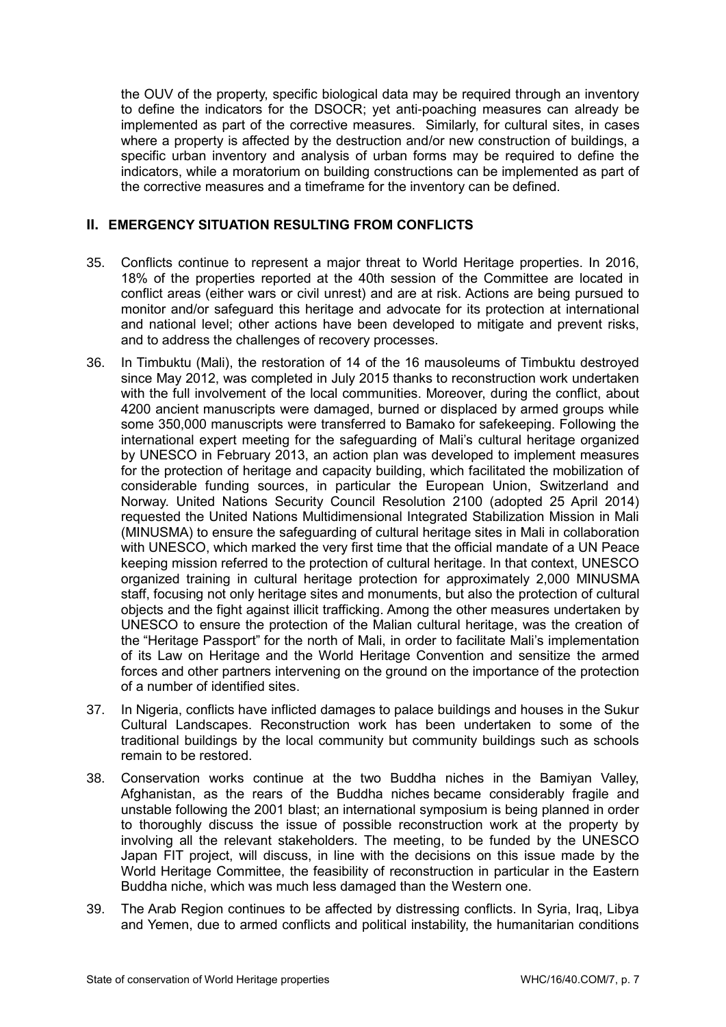the OUV of the property, specific biological data may be required through an inventory to define the indicators for the DSOCR; yet anti-poaching measures can already be implemented as part of the corrective measures. Similarly, for cultural sites, in cases where a property is affected by the destruction and/or new construction of buildings, a specific urban inventory and analysis of urban forms may be required to define the indicators, while a moratorium on building constructions can be implemented as part of the corrective measures and a timeframe for the inventory can be defined.

## II. EMERGENCY SITUATION RESULTING FROM CONFLICTS

35. Conflicts continue to represent a major threat to World Heritage properties. In 2016, 18% of the properties reported at the 40th session of the Committee are located in conflict areas (either wars or civil unrest) and are at risk. Actions are being pursued to monitor and/or safeguard this heritage and advocate for its protection at international and national level; other actions have been developed to mitigate and prevent risks, and to address the challenges of recovery processes.

36. In Timbuktu (Mali), the restoration of 14 of the 16 mausoleums of Timbuktu destroyed since May 2012, was completed in July 2015 thanks to reconstruction work undertaken with the full involvement of the local communities. Moreover, during the conflict, about 4200 ancient manuscripts were damaged, burned or displaced by armed groups while some 350,000 manuscripts were transferred to Bamako for safekeeping. Following the international expert meeting for the safeguarding of Mali's cultural heritage organized by UNESCO in February 2013, an action plan was developed to implement measures for the protection of heritage and capacity building, which facilitated the mobilization of considerable funding sources, in particular the European Union, Switzerland and Norway. United Nations Security Council Resolution 2100 (adopted 25 April 2014) requested the United Nations Multidimensional Integrated Stabilization Mission in Mali (MINUSMA) to ensure the safeguarding of cultural heritage sites in Mali in collaboration with UNESCO, which marked the very first time that the official mandate of a UN Peace keeping mission referred to the protection of cultural heritage. In that context, UNESCO organized training in cultural heritage protection for approximately 2,000 MINUSMA staff, focusing not only heritage sites and monuments, but also the protection of cultural objects and the fight against illicit trafficking. Among the other measures undertaken by UNESCO to ensure the protection of the Malian cultural heritage, was the creation of the "Heritage Passport" for the north of Mali, in order to facilitate Mali's implementation of its Law on Heritage and the World Heritage Convention and sensitize the armed forces and other partners intervening on the ground on the importance of the protection of a number of identified sites.

37. In Nigeria, conflicts have inflicted damages to palace buildings and houses in the Sukur Cultural Landscapes. Reconstruction work has been undertaken to some of the traditional buildings by the local community but community buildings such as schools remain to be restored.

38. Conservation works continue at the two Buddha niches in the Bamiyan Valley, Afghanistan, as the rears of the Buddha niches became considerably fragile and unstable following the 2001 blast; an international symposium is being planned in order to thoroughly discuss the issue of possible reconstruction work at the property by involving all the relevant stakeholders. The meeting, to be funded by the UNESCO Japan FIT project, will discuss, in line with the decisions on this issue made by the World Heritage Committee, the feasibility of reconstruction in particular in the Eastern Buddha niche, which was much less damaged than the Western one.

39. The Arab Region continues to be affected by distressing conflicts. In Syria, Iraq, Libya and Yemen, due to armed conflicts and political instability, the humanitarian conditions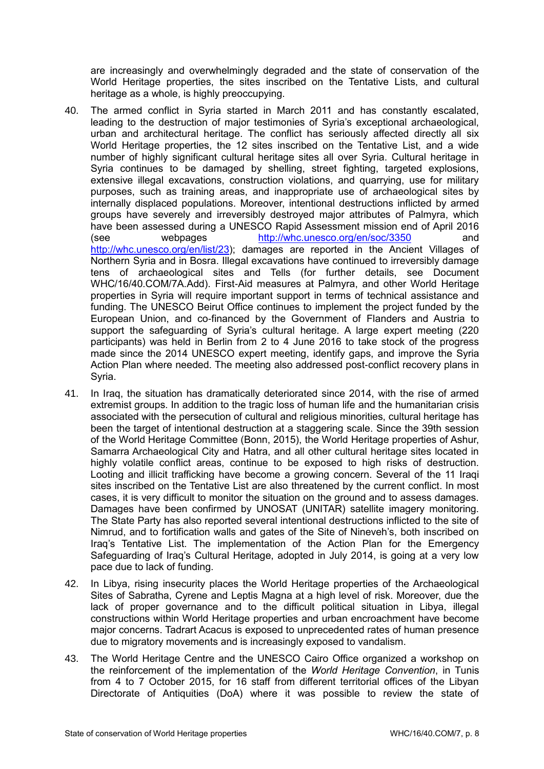are increasingly and overwhelmingly degraded and the state of conservation of the World Heritage properties, the sites inscribed on the Tentative Lists, and cultural heritage as a whole, is highly preoccupying.

40. The armed conflict in Syria started in March 2011 and has constantly escalated, leading to the destruction of major testimonies of Syria's exceptional archaeological, urban and architectural heritage. The conflict has seriously affected directly all six World Heritage properties, the 12 sites inscribed on the Tentative List, and a wide number of highly significant cultural heritage sites all over Syria. Cultural heritage in Syria continues to be damaged by shelling, street fighting, targeted explosions, extensive illegal excavations, construction violations, and quarrying, use for military purposes, such as training areas, and inappropriate use of archaeological sites by internally displaced populations. Moreover, intentional destructions inflicted by armed groups have severely and irreversibly destroyed major attributes of Palmyra, which have been assessed during a UNESCO Rapid Assessment mission end of April 2016 (see webpages http://whc.unesco.org/en/soc/3350 and http://whc.unesco.org/en/list/23); damages are reported in the Ancient Villages of Northern Syria and in Bosra. Illegal excavations have continued to irreversibly damage tens of archaeological sites and Tells (for further details, see Document WHC/16/40.COM/7A.Add). First-Aid measures at Palmyra, and other World Heritage properties in Syria will require important support in terms of technical assistance and funding. The UNESCO Beirut Office continues to implement the project funded by the European Union, and co-financed by the Government of Flanders and Austria to support the safeguarding of Syria's cultural heritage. A large expert meeting (220 participants) was held in Berlin from 2 to 4 June 2016 to take stock of the progress made since the 2014 UNESCO expert meeting, identify gaps, and improve the Syria Action Plan where needed. The meeting also addressed post-conflict recovery plans in Syria.

41. In Iraq, the situation has dramatically deteriorated since 2014, with the rise of armed extremist groups. In addition to the tragic loss of human life and the humanitarian crisis associated with the persecution of cultural and religious minorities, cultural heritage has been the target of intentional destruction at a staggering scale. Since the 39th session of the World Heritage Committee (Bonn, 2015), the World Heritage properties of Ashur, Samarra Archaeological City and Hatra, and all other cultural heritage sites located in highly volatile conflict areas, continue to be exposed to high risks of destruction. Looting and illicit trafficking have become a growing concern. Several of the 11 Iraqi sites inscribed on the Tentative List are also threatened by the current conflict. In most cases, it is very difficult to monitor the situation on the ground and to assess damages. Damages have been confirmed by UNOSAT (UNITAR) satellite imagery monitoring. The State Party has also reported several intentional destructions inflicted to the site of Nimrud, and to fortification walls and gates of the Site of Nineveh's, both inscribed on Iraq's Tentative List. The implementation of the Action Plan for the Emergency Safeguarding of Iraq's Cultural Heritage, adopted in July 2014, is going at a very low pace due to lack of funding.

42. In Libya, rising insecurity places the World Heritage properties of the Archaeological Sites of Sabratha, Cyrene and Leptis Magna at a high level of risk. Moreover, due the lack of proper governance and to the difficult political situation in Libya, illegal constructions within World Heritage properties and urban encroachment have become major concerns. Tadrart Acacus is exposed to unprecedented rates of human presence due to migratory movements and is increasingly exposed to vandalism.

43. The World Heritage Centre and the UNESCO Cairo Office organized a workshop on the reinforcement of the implementation of the *World Heritage Convention*, in Tunis from 4 to 7 October 2015, for 16 staff from different territorial offices of the Libyan Directorate of Antiquities (DoA) where it was possible to review the state of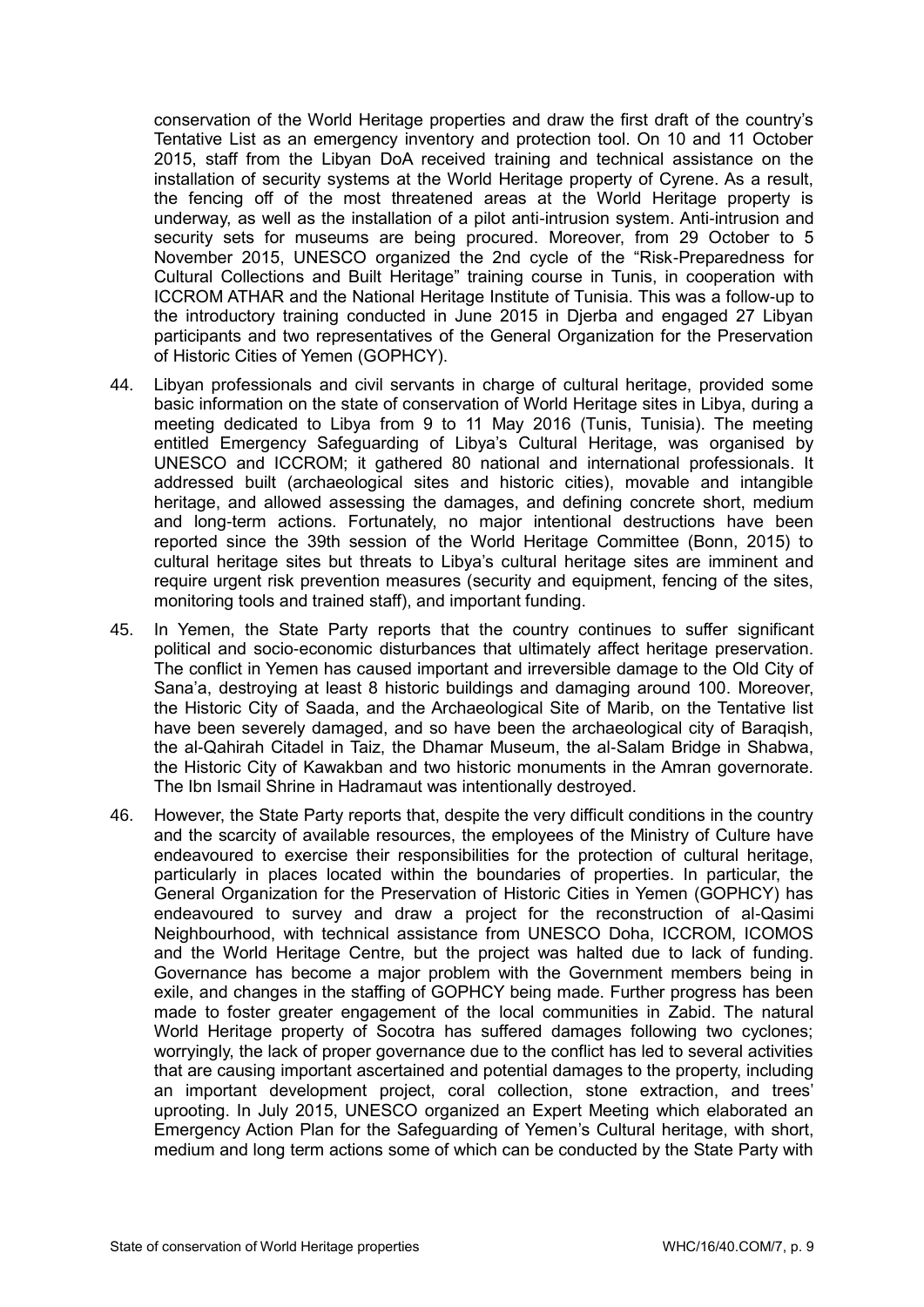conservation of the World Heritage properties and draw the first draft of the country's Tentative List as an emergency inventory and protection tool. On 10 and 11 October 2015, staff from the Libyan DoA received training and technical assistance on the installation of security systems at the World Heritage property of Cyrene. As a result, the fencing off of the most threatened areas at the World Heritage property is underway, as well as the installation of a pilot anti-intrusion system. Anti-intrusion and security sets for museums are being procured. Moreover, from 29 October to 5 November 2015, UNESCO organized the 2nd cycle of the "Risk-Preparedness for Cultural Collections and Built Heritage" training course in Tunis, in cooperation with ICCROM ATHAR and the National Heritage Institute of Tunisia. This was a follow-up to the introductory training conducted in June 2015 in Djerba and engaged 27 Libyan participants and two representatives of the General Organization for the Preservation of Historic Cities of Yemen (GOPHCY).

44. Libyan professionals and civil servants in charge of cultural heritage, provided some basic information on the state of conservation of World Heritage sites in Libya, during a meeting dedicated to Libya from 9 to 11 May 2016 (Tunis, Tunisia). The meeting entitled Emergency Safeguarding of Libya's Cultural Heritage, was organised by UNESCO and ICCROM; it gathered 80 national and international professionals. It addressed built (archaeological sites and historic cities), movable and intangible heritage, and allowed assessing the damages, and defining concrete short, medium and long-term actions. Fortunately, no major intentional destructions have been reported since the 39th session of the World Heritage Committee (Bonn, 2015) to cultural heritage sites but threats to Libya's cultural heritage sites are imminent and require urgent risk prevention measures (security and equipment, fencing of the sites, monitoring tools and trained staff), and important funding.

45. In Yemen, the State Party reports that the country continues to suffer significant political and socio-economic disturbances that ultimately affect heritage preservation. The conflict in Yemen has caused important and irreversible damage to the Old City of Sana'a, destroying at least 8 historic buildings and damaging around 100. Moreover, the Historic City of Saada, and the Archaeological Site of Marib, on the Tentative list have been severely damaged, and so have been the archaeological city of Baraqish, the al-Qahirah Citadel in Taiz, the Dhamar Museum, the al-Salam Bridge in Shabwa, the Historic City of Kawakban and two historic monuments in the Amran governorate. The Ibn Ismail Shrine in Hadramaut was intentionally destroyed.

46. However, the State Party reports that, despite the very difficult conditions in the country and the scarcity of available resources, the employees of the Ministry of Culture have endeavoured to exercise their responsibilities for the protection of cultural heritage, particularly in places located within the boundaries of properties. In particular, the General Organization for the Preservation of Historic Cities in Yemen (GOPHCY) has endeavoured to survey and draw a project for the reconstruction of al-Qasimi Neighbourhood, with technical assistance from UNESCO Doha, ICCROM, ICOMOS and the World Heritage Centre, but the project was halted due to lack of funding. Governance has become a major problem with the Government members being in exile, and changes in the staffing of GOPHCY being made. Further progress has been made to foster greater engagement of the local communities in Zabid. The natural World Heritage property of Socotra has suffered damages following two cyclones; worryingly, the lack of proper governance due to the conflict has led to several activities that are causing important ascertained and potential damages to the property, including an important development project, coral collection, stone extraction, and trees' uprooting. In July 2015, UNESCO organized an Expert Meeting which elaborated an Emergency Action Plan for the Safeguarding of Yemen's Cultural heritage, with short, medium and long term actions some of which can be conducted by the State Party with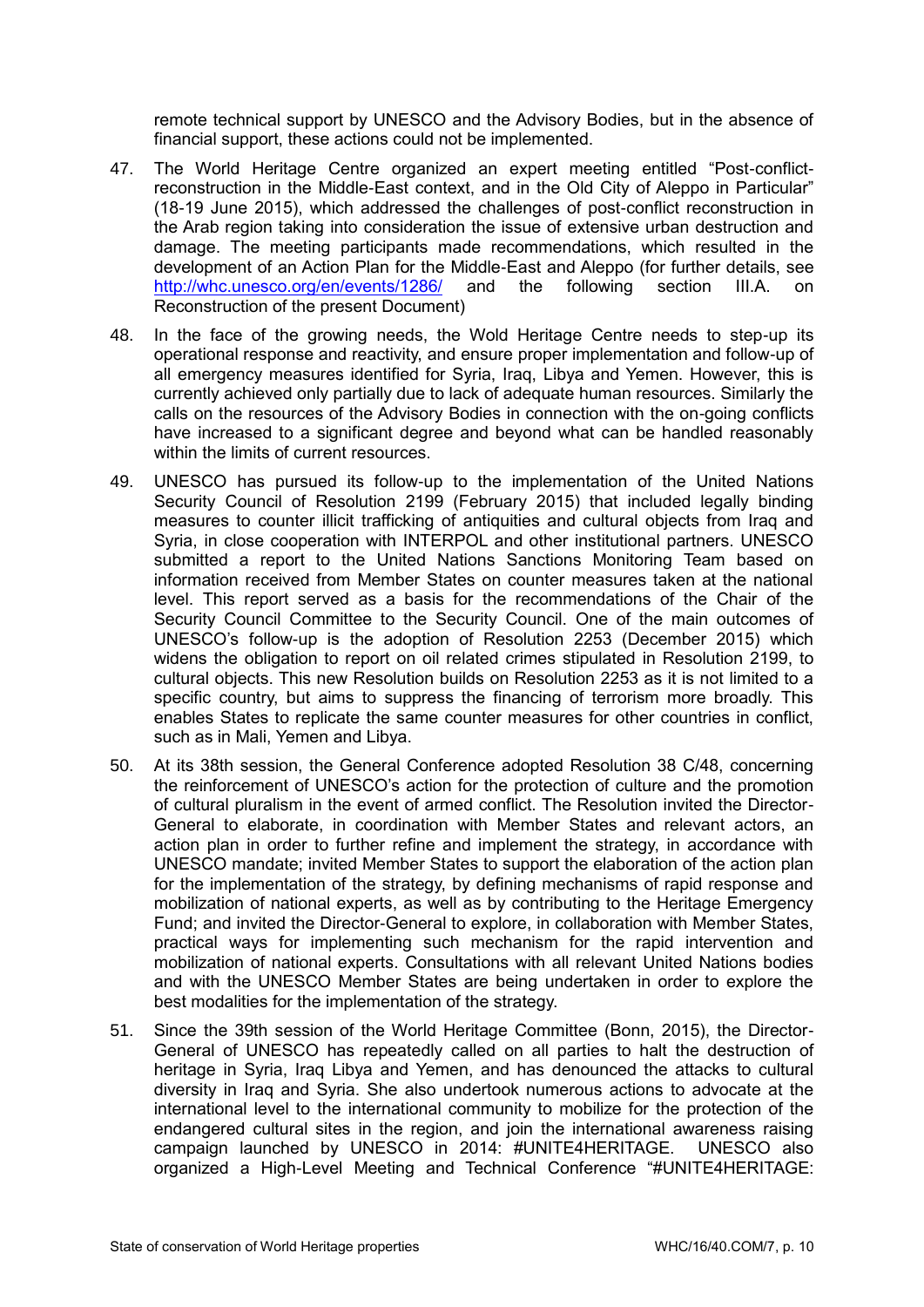remote technical support by UNESCO and the Advisory Bodies, but in the absence of financial support, these actions could not be implemented.

47. The World Heritage Centre organized an expert meeting entitled "Post-conflict-reconstruction in the Middle-East context, and in the Old City of Aleppo in Particular" (18-19 June 2015), which addressed the challenges of post-conflict reconstruction in the Arab region taking into consideration the issue of extensive urban destruction and damage. The meeting participants made recommendations, which resulted in the development of an Action Plan for the Middle-East and Aleppo (for further details, see http://whc.unesco.org/en/events/1286/ and the following section III.A. on Reconstruction of the present Document)

48. In the face of the growing needs, the Wold Heritage Centre needs to step-up its operational response and reactivity, and ensure proper implementation and follow-up of all emergency measures identified for Syria, Iraq, Libya and Yemen. However, this is currently achieved only partially due to lack of adequate human resources. Similarly the calls on the resources of the Advisory Bodies in connection with the on-going conflicts have increased to a significant degree and beyond what can be handled reasonably within the limits of current resources.

49. UNESCO has pursued its follow-up to the implementation of the United Nations Security Council of Resolution 2199 (February 2015) that included legally binding measures to counter illicit trafficking of antiquities and cultural objects from Iraq and Syria, in close cooperation with INTERPOL and other institutional partners. UNESCO submitted a report to the United Nations Sanctions Monitoring Team based on information received from Member States on counter measures taken at the national level. This report served as a basis for the recommendations of the Chair of the Security Council Committee to the Security Council. One of the main outcomes of UNESCO's follow-up is the adoption of Resolution 2253 (December 2015) which widens the obligation to report on oil related crimes stipulated in Resolution 2199, to cultural objects. This new Resolution builds on Resolution 2253 as it is not limited to a specific country, but aims to suppress the financing of terrorism more broadly. This enables States to replicate the same counter measures for other countries in conflict, such as in Mali, Yemen and Libya.

50. At its 38th session, the General Conference adopted Resolution 38 C/48, concerning the reinforcement of UNESCO's action for the protection of culture and the promotion of cultural pluralism in the event of armed conflict. The Resolution invited the Director-General to elaborate, in coordination with Member States and relevant actors, an action plan in order to further refine and implement the strategy, in accordance with UNESCO mandate; invited Member States to support the elaboration of the action plan for the implementation of the strategy, by defining mechanisms of rapid response and mobilization of national experts, as well as by contributing to the Heritage Emergency Fund; and invited the Director-General to explore, in collaboration with Member States, practical ways for implementing such mechanism for the rapid intervention and mobilization of national experts. Consultations with all relevant United Nations bodies and with the UNESCO Member States are being undertaken in order to explore the best modalities for the implementation of the strategy.

51. Since the 39th session of the World Heritage Committee (Bonn, 2015), the Director-General of UNESCO has repeatedly called on all parties to halt the destruction of heritage in Syria, Iraq Libya and Yemen, and has denounced the attacks to cultural diversity in Iraq and Syria. She also undertook numerous actions to advocate at the international level to the international community to mobilize for the protection of the endangered cultural sites in the region, and join the international awareness raising campaign launched by UNESCO in 2014: #UNITE4HERITAGE. UNESCO also organized a High-Level Meeting and Technical Conference "#UNITE4HERITAGE: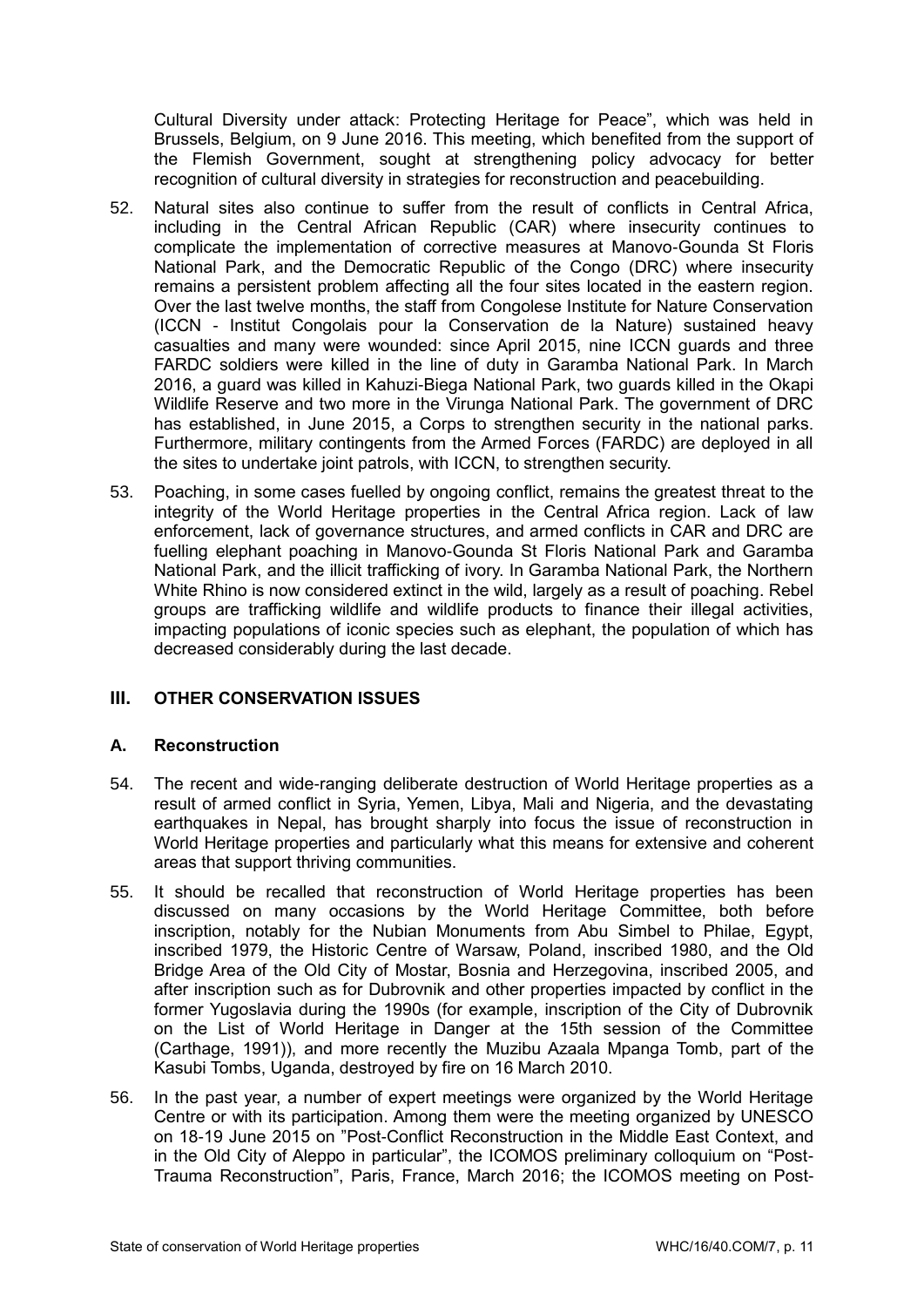Cultural Diversity under attack: Protecting Heritage for Peace", which was held in Brussels, Belgium, on 9 June 2016. This meeting, which benefited from the support of the Flemish Government, sought at strengthening policy advocacy for better recognition of cultural diversity in strategies for reconstruction and peacebuilding.

52. Natural sites also continue to suffer from the result of conflicts in Central Africa, including in the Central African Republic (CAR) where insecurity continues to complicate the implementation of corrective measures at Manovo-Gounda St Floris National Park, and the Democratic Republic of the Congo (DRC) where insecurity remains a persistent problem affecting all the four sites located in the eastern region. Over the last twelve months, the staff from Congolese Institute for Nature Conservation (ICCN - Institut Congolais pour la Conservation de la Nature) sustained heavy casualties and many were wounded: since April 2015, nine ICCN guards and three FARDC soldiers were killed in the line of duty in Garamba National Park. In March 2016, a guard was killed in Kahuzi-Biega National Park, two guards killed in the Okapi Wildlife Reserve and two more in the Virunga National Park. The government of DRC has established, in June 2015, a Corps to strengthen security in the national parks. Furthermore, military contingents from the Armed Forces (FARDC) are deployed in all the sites to undertake joint patrols, with ICCN, to strengthen security.

53. Poaching, in some cases fuelled by ongoing conflict, remains the greatest threat to the integrity of the World Heritage properties in the Central Africa region. Lack of law enforcement, lack of governance structures, and armed conflicts in CAR and DRC are fuelling elephant poaching in Manovo-Gounda St Floris National Park and Garamba National Park, and the illicit trafficking of ivory. In Garamba National Park, the Northern White Rhino is now considered extinct in the wild, largely as a result of poaching. Rebel groups are trafficking wildlife and wildlife products to finance their illegal activities, impacting populations of iconic species such as elephant, the population of which has decreased considerably during the last decade.

## III. OTHER CONSERVATION ISSUES

### A. Reconstruction

54. The recent and wide-ranging deliberate destruction of World Heritage properties as a result of armed conflict in Syria, Yemen, Libya, Mali and Nigeria, and the devastating earthquakes in Nepal, has brought sharply into focus the issue of reconstruction in World Heritage properties and particularly what this means for extensive and coherent areas that support thriving communities.

55. It should be recalled that reconstruction of World Heritage properties has been discussed on many occasions by the World Heritage Committee, both before inscription, notably for the Nubian Monuments from Abu Simbel to Philae, Egypt, inscribed 1979, the Historic Centre of Warsaw, Poland, inscribed 1980, and the Old Bridge Area of the Old City of Mostar, Bosnia and Herzegovina, inscribed 2005, and after inscription such as for Dubrovnik and other properties impacted by conflict in the former Yugoslavia during the 1990s (for example, inscription of the City of Dubrovnik on the List of World Heritage in Danger at the 15th session of the Committee (Carthage, 1991)), and more recently the Muzibu Azaala Mpanga Tomb, part of the Kasubi Tombs, Uganda, destroyed by fire on 16 March 2010.

56. In the past year, a number of expert meetings were organized by the World Heritage Centre or with its participation. Among them were the meeting organized by UNESCO on 18-19 June 2015 on "Post-Conflict Reconstruction in the Middle East Context, and in the Old City of Aleppo in particular", the ICOMOS preliminary colloquium on "Post-Trauma Reconstruction", Paris, France, March 2016; the ICOMOS meeting on Post-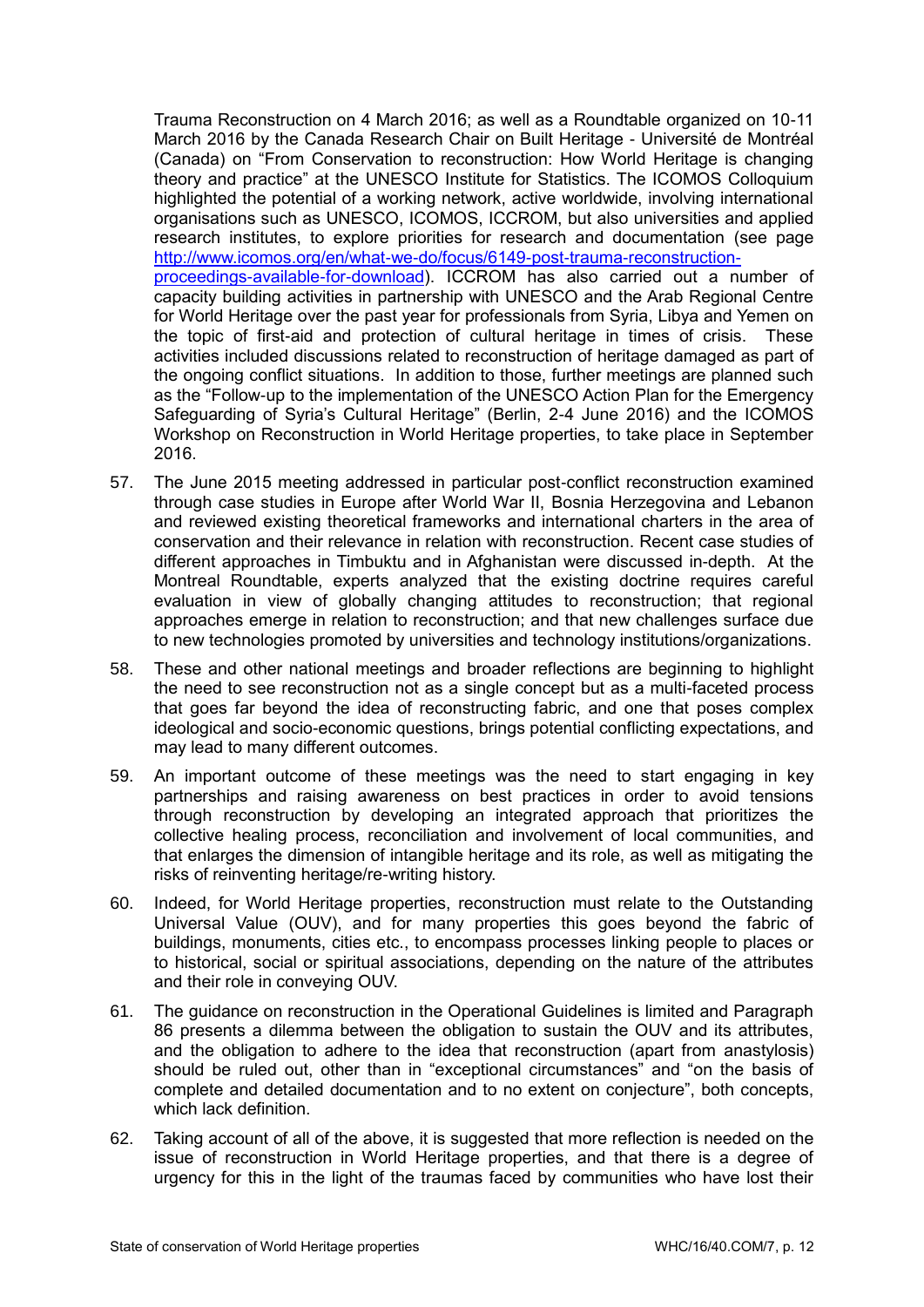Trauma Reconstruction on 4 March 2016; as well as a Roundtable organized on 10-11 March 2016 by the Canada Research Chair on Built Heritage - Université de Montréal (Canada) on "From Conservation to reconstruction: How World Heritage is changing theory and practice" at the UNESCO Institute for Statistics. The ICOMOS Colloquium highlighted the potential of a working network, active worldwide, involving international organisations such as UNESCO, ICOMOS, ICCROM, but also universities and applied research institutes, to explore priorities for research and documentation (see page [http://www.icomos.org/en/what-we-do/focus/6149-post-trauma-reconstruction-proceedings-available-for-download](http://www.icomos.org/en/what-we-do/focus/6149-post-trauma-reconstruction-proceedings-available-for-download)). ICCROM has also carried out a number of capacity building activities in partnership with UNESCO and the Arab Regional Centre for World Heritage over the past year for professionals from Syria, Libya and Yemen on the topic of first-aid and protection of cultural heritage in times of crisis. These activities included discussions related to reconstruction of heritage damaged as part of the ongoing conflict situations. In addition to those, further meetings are planned such as the "Follow-up to the implementation of the UNESCO Action Plan for the Emergency Safeguarding of Syria's Cultural Heritage" (Berlin, 2-4 June 2016) and the ICOMOS Workshop on Reconstruction in World Heritage properties, to take place in September 2016.

57. The June 2015 meeting addressed in particular post-conflict reconstruction examined through case studies in Europe after World War II, Bosnia Herzegovina and Lebanon and reviewed existing theoretical frameworks and international charters in the area of conservation and their relevance in relation with reconstruction. Recent case studies of different approaches in Timbuktu and in Afghanistan were discussed in-depth. At the Montreal Roundtable, experts analyzed that the existing doctrine requires careful evaluation in view of globally changing attitudes to reconstruction; that regional approaches emerge in relation to reconstruction; and that new challenges surface due to new technologies promoted by universities and technology institutions/organizations.

58. These and other national meetings and broader reflections are beginning to highlight the need to see reconstruction not as a single concept but as a multi-faceted process that goes far beyond the idea of reconstructing fabric, and one that poses complex ideological and socio-economic questions, brings potential conflicting expectations, and may lead to many different outcomes.

59. An important outcome of these meetings was the need to start engaging in key partnerships and raising awareness on best practices in order to avoid tensions through reconstruction by developing an integrated approach that prioritizes the collective healing process, reconciliation and involvement of local communities, and that enlarges the dimension of intangible heritage and its role, as well as mitigating the risks of reinventing heritage/re-writing history.

60. Indeed, for World Heritage properties, reconstruction must relate to the Outstanding Universal Value (OUV), and for many properties this goes beyond the fabric of buildings, monuments, cities etc., to encompass processes linking people to places or to historical, social or spiritual associations, depending on the nature of the attributes and their role in conveying OUV.

61. The guidance on reconstruction in the Operational Guidelines is limited and Paragraph 86 presents a dilemma between the obligation to sustain the OUV and its attributes, and the obligation to adhere to the idea that reconstruction (apart from anastylosis) should be ruled out, other than in "exceptional circumstances" and "on the basis of complete and detailed documentation and to no extent on conjecture", both concepts, which lack definition.

62. Taking account of all of the above, it is suggested that more reflection is needed on the issue of reconstruction in World Heritage properties, and that there is a degree of urgency for this in the light of the traumas faced by communities who have lost their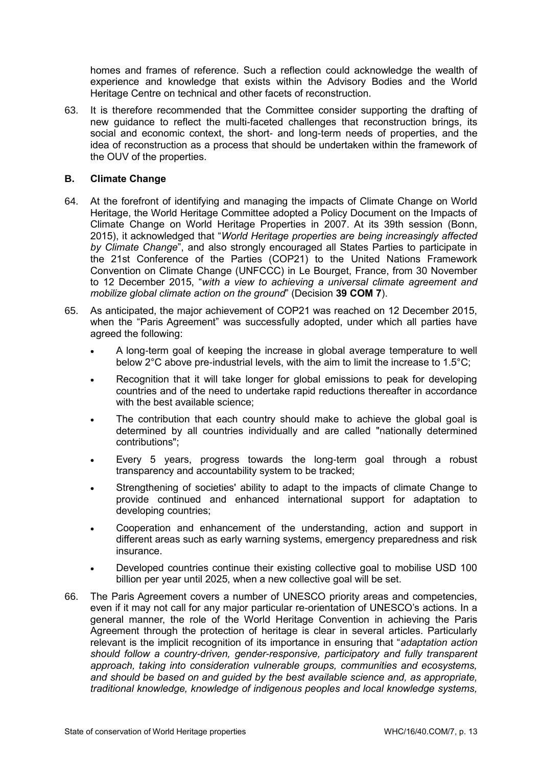homes and frames of reference. Such a reflection could acknowledge the wealth of experience and knowledge that exists within the Advisory Bodies and the World Heritage Centre on technical and other facets of reconstruction.

63. It is therefore recommended that the Committee consider supporting the drafting of new guidance to reflect the multi-faceted challenges that reconstruction brings, its social and economic context, the short- and long-term needs of properties, and the idea of reconstruction as a process that should be undertaken within the framework of the OUV of the properties.

### B. Climate Change

64. At the forefront of identifying and managing the impacts of Climate Change on World Heritage, the World Heritage Committee adopted a Policy Document on the Impacts of Climate Change on World Heritage Properties in 2007. At its 39th session (Bonn, 2015), it acknowledged that "*World Heritage properties are being increasingly affected by Climate Change*", and also strongly encouraged all States Parties to participate in the 21st Conference of the Parties (COP21) to the United Nations Framework Convention on Climate Change (UNFCCC) in Le Bourget, France, from 30 November to 12 December 2015, "*with a view to achieving a universal climate agreement and mobilize global climate action on the ground*" (Decision **39 COM 7**).

65. As anticipated, the major achievement of COP21 was reached on 12 December 2015, when the "Paris Agreement" was successfully adopted, under which all parties have agreed the following:

   - A long-term goal of keeping the increase in global average temperature to well below 2°C above pre-industrial levels, with the aim to limit the increase to 1.5°C;
   - Recognition that it will take longer for global emissions to peak for developing countries and of the need to undertake rapid reductions thereafter in accordance with the best available science;
   - The contribution that each country should make to achieve the global goal is determined by all countries individually and are called "nationally determined contributions";
   - Every 5 years, progress towards the long-term goal through a robust transparency and accountability system to be tracked;
   - Strengthening of societies' ability to adapt to the impacts of climate Change to provide continued and enhanced international support for adaptation to developing countries;
   - Cooperation and enhancement of the understanding, action and support in different areas such as early warning systems, emergency preparedness and risk insurance.
   - Developed countries continue their existing collective goal to mobilise USD 100 billion per year until 2025, when a new collective goal will be set.

66. The Paris Agreement covers a number of UNESCO priority areas and competencies, even if it may not call for any major particular re-orientation of UNESCO's actions. In a general manner, the role of the World Heritage Convention in achieving the Paris Agreement through the protection of heritage is clear in several articles. Particularly relevant is the implicit recognition of its importance in ensuring that "*adaptation action should follow a country-driven, gender-responsive, participatory and fully transparent approach, taking into consideration vulnerable groups, communities and ecosystems, and should be based on and guided by the best available science and, as appropriate, traditional knowledge, knowledge of indigenous peoples and local knowledge systems,*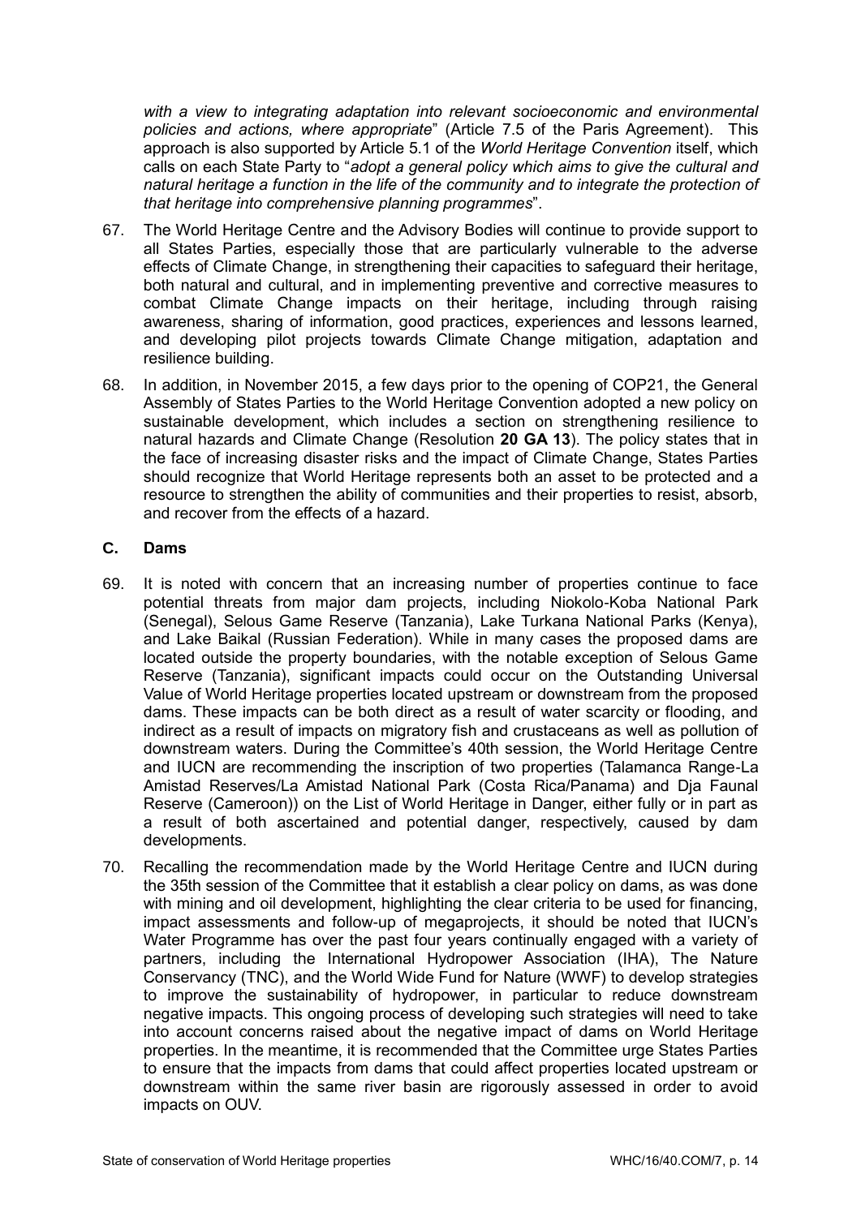*with a view to integrating adaptation into relevant socioeconomic and environmental policies and actions, where appropriate*" (Article 7.5 of the Paris Agreement). This approach is also supported by Article 5.1 of the *World Heritage Convention* itself, which calls on each State Party to "*adopt a general policy which aims to give the cultural and natural heritage a function in the life of the community and to integrate the protection of that heritage into comprehensive planning programmes*".

67. The World Heritage Centre and the Advisory Bodies will continue to provide support to all States Parties, especially those that are particularly vulnerable to the adverse effects of Climate Change, in strengthening their capacities to safeguard their heritage, both natural and cultural, and in implementing preventive and corrective measures to combat Climate Change impacts on their heritage, including through raising awareness, sharing of information, good practices, experiences and lessons learned, and developing pilot projects towards Climate Change mitigation, adaptation and resilience building.

68. In addition, in November 2015, a few days prior to the opening of COP21, the General Assembly of States Parties to the World Heritage Convention adopted a new policy on sustainable development, which includes a section on strengthening resilience to natural hazards and Climate Change (Resolution **20 GA 13**). The policy states that in the face of increasing disaster risks and the impact of Climate Change, States Parties should recognize that World Heritage represents both an asset to be protected and a resource to strengthen the ability of communities and their properties to resist, absorb, and recover from the effects of a hazard.

## C. Dams

69. It is noted with concern that an increasing number of properties continue to face potential threats from major dam projects, including Niokolo-Koba National Park (Senegal), Selous Game Reserve (Tanzania), Lake Turkana National Parks (Kenya), and Lake Baikal (Russian Federation). While in many cases the proposed dams are located outside the property boundaries, with the notable exception of Selous Game Reserve (Tanzania), significant impacts could occur on the Outstanding Universal Value of World Heritage properties located upstream or downstream from the proposed dams. These impacts can be both direct as a result of water scarcity or flooding, and indirect as a result of impacts on migratory fish and crustaceans as well as pollution of downstream waters. During the Committee's 40th session, the World Heritage Centre and IUCN are recommending the inscription of two properties (Talamanca Range-La Amistad Reserves/La Amistad National Park (Costa Rica/Panama) and Dja Faunal Reserve (Cameroon)) on the List of World Heritage in Danger, either fully or in part as a result of both ascertained and potential danger, respectively, caused by dam developments.

70. Recalling the recommendation made by the World Heritage Centre and IUCN during the 35th session of the Committee that it establish a clear policy on dams, as was done with mining and oil development, highlighting the clear criteria to be used for financing, impact assessments and follow-up of megaprojects, it should be noted that IUCN's Water Programme has over the past four years continually engaged with a variety of partners, including the International Hydropower Association (IHA), The Nature Conservancy (TNC), and the World Wide Fund for Nature (WWF) to develop strategies to improve the sustainability of hydropower, in particular to reduce downstream negative impacts. This ongoing process of developing such strategies will need to take into account concerns raised about the negative impact of dams on World Heritage properties. In the meantime, it is recommended that the Committee urge States Parties to ensure that the impacts from dams that could affect properties located upstream or downstream within the same river basin are rigorously assessed in order to avoid impacts on OUV.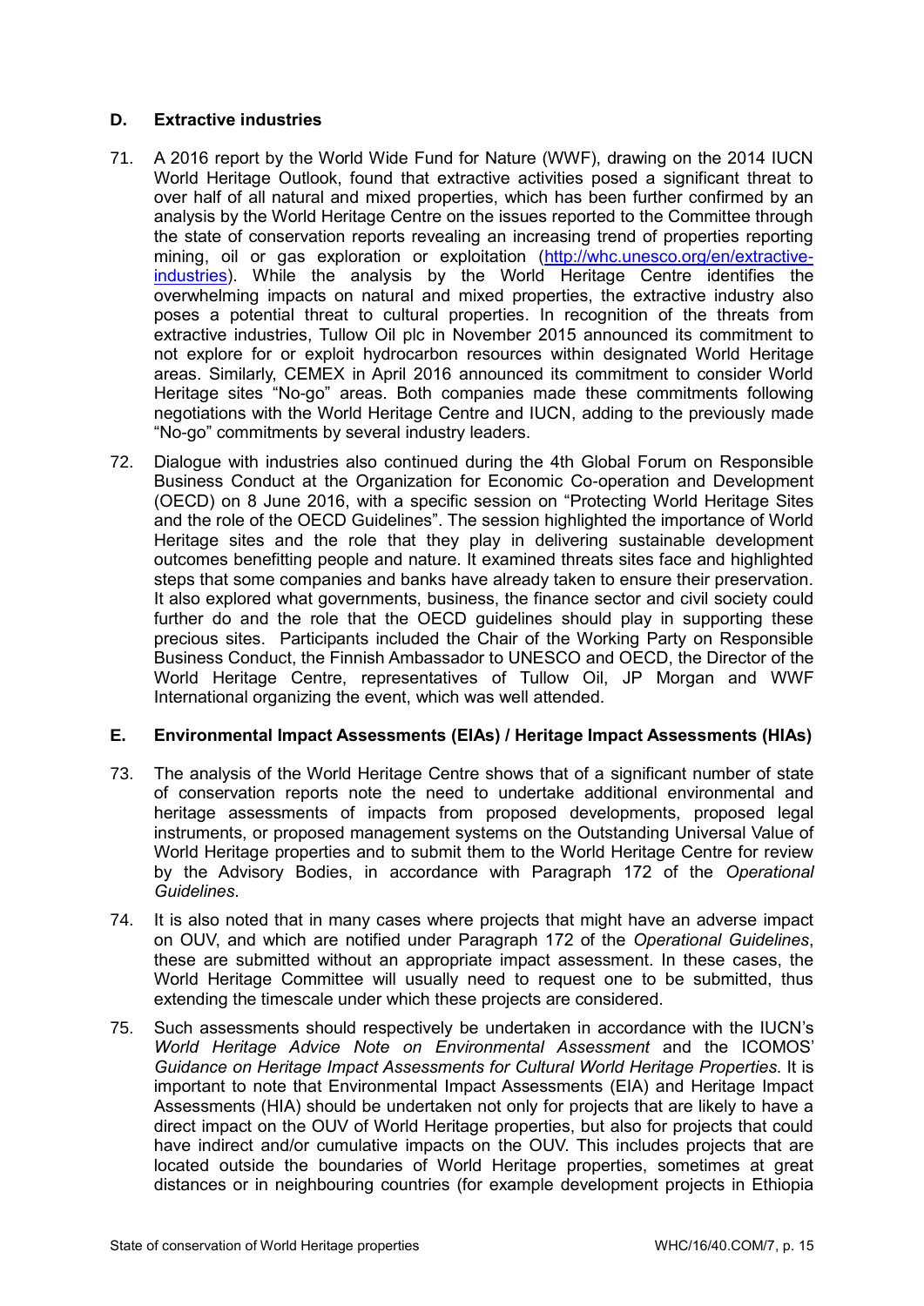## D. Extractive industries

71. A 2016 report by the World Wide Fund for Nature (WWF), drawing on the 2014 IUCN World Heritage Outlook, found that extractive activities posed a significant threat to over half of all natural and mixed properties, which has been further confirmed by an analysis by the World Heritage Centre on the issues reported to the Committee through the state of conservation reports revealing an increasing trend of properties reporting mining, oil or gas exploration or exploitation (http://whc.unesco.org/en/extractive-industries). While the analysis by the World Heritage Centre identifies the overwhelming impacts on natural and mixed properties, the extractive industry also poses a potential threat to cultural properties. In recognition of the threats from extractive industries, Tullow Oil plc in November 2015 announced its commitment to not explore for or exploit hydrocarbon resources within designated World Heritage areas. Similarly, CEMEX in April 2016 announced its commitment to consider World Heritage sites "No-go" areas. Both companies made these commitments following negotiations with the World Heritage Centre and IUCN, adding to the previously made "No-go" commitments by several industry leaders.

72. Dialogue with industries also continued during the 4th Global Forum on Responsible Business Conduct at the Organization for Economic Co-operation and Development (OECD) on 8 June 2016, with a specific session on "Protecting World Heritage Sites and the role of the OECD Guidelines". The session highlighted the importance of World Heritage sites and the role that they play in delivering sustainable development outcomes benefitting people and nature. It examined threats sites face and highlighted steps that some companies and banks have already taken to ensure their preservation. It also explored what governments, business, the finance sector and civil society could further do and the role that the OECD guidelines should play in supporting these precious sites. Participants included the Chair of the Working Party on Responsible Business Conduct, the Finnish Ambassador to UNESCO and OECD, the Director of the World Heritage Centre, representatives of Tullow Oil, JP Morgan and WWF International organizing the event, which was well attended.

## E. Environmental Impact Assessments (EIAs) / Heritage Impact Assessments (HIAs)

73. The analysis of the World Heritage Centre shows that of a significant number of state of conservation reports note the need to undertake additional environmental and heritage assessments of impacts from proposed developments, proposed legal instruments, or proposed management systems on the Outstanding Universal Value of World Heritage properties and to submit them to the World Heritage Centre for review by the Advisory Bodies, in accordance with Paragraph 172 of the *Operational Guidelines*.

74. It is also noted that in many cases where projects that might have an adverse impact on OUV, and which are notified under Paragraph 172 of the *Operational Guidelines*, these are submitted without an appropriate impact assessment. In these cases, the World Heritage Committee will usually need to request one to be submitted, thus extending the timescale under which these projects are considered.

75. Such assessments should respectively be undertaken in accordance with the IUCN's *World Heritage Advice Note on Environmental Assessment* and the ICOMOS' *Guidance on Heritage Impact Assessments for Cultural World Heritage Properties*. It is important to note that Environmental Impact Assessments (EIA) and Heritage Impact Assessments (HIA) should be undertaken not only for projects that are likely to have a direct impact on the OUV of World Heritage properties, but also for projects that could have indirect and/or cumulative impacts on the OUV. This includes projects that are located outside the boundaries of World Heritage properties, sometimes at great distances or in neighbouring countries (for example development projects in Ethiopia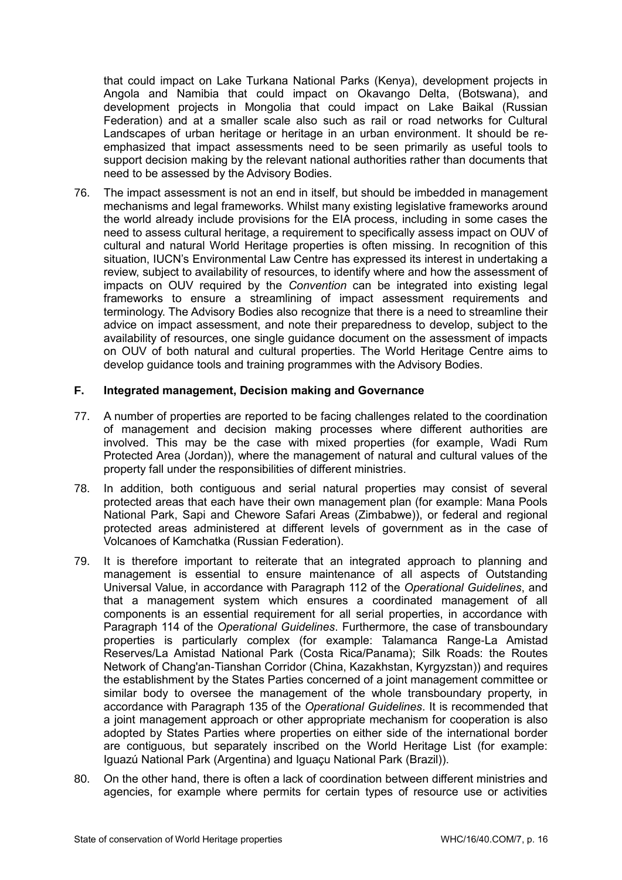that could impact on Lake Turkana National Parks (Kenya), development projects in Angola and Namibia that could impact on Okavango Delta, (Botswana), and development projects in Mongolia that could impact on Lake Baikal (Russian Federation) and at a smaller scale also such as rail or road networks for Cultural Landscapes of urban heritage or heritage in an urban environment. It should be re-emphasized that impact assessments need to be seen primarily as useful tools to support decision making by the relevant national authorities rather than documents that need to be assessed by the Advisory Bodies.

76. The impact assessment is not an end in itself, but should be imbedded in management mechanisms and legal frameworks. Whilst many existing legislative frameworks around the world already include provisions for the EIA process, including in some cases the need to assess cultural heritage, a requirement to specifically assess impact on OUV of cultural and natural World Heritage properties is often missing. In recognition of this situation, IUCN's Environmental Law Centre has expressed its interest in undertaking a review, subject to availability of resources, to identify where and how the assessment of impacts on OUV required by the *Convention* can be integrated into existing legal frameworks to ensure a streamlining of impact assessment requirements and terminology. The Advisory Bodies also recognize that there is a need to streamline their advice on impact assessment, and note their preparedness to develop, subject to the availability of resources, one single guidance document on the assessment of impacts on OUV of both natural and cultural properties. The World Heritage Centre aims to develop guidance tools and training programmes with the Advisory Bodies.

### F. Integrated management, Decision making and Governance

77. A number of properties are reported to be facing challenges related to the coordination of management and decision making processes where different authorities are involved. This may be the case with mixed properties (for example, Wadi Rum Protected Area (Jordan)), where the management of natural and cultural values of the property fall under the responsibilities of different ministries.

78. In addition, both contiguous and serial natural properties may consist of several protected areas that each have their own management plan (for example: Mana Pools National Park, Sapi and Chewore Safari Areas (Zimbabwe)), or federal and regional protected areas administered at different levels of government as in the case of Volcanoes of Kamchatka (Russian Federation).

79. It is therefore important to reiterate that an integrated approach to planning and management is essential to ensure maintenance of all aspects of Outstanding Universal Value, in accordance with Paragraph 112 of the *Operational Guidelines*, and that a management system which ensures a coordinated management of all components is an essential requirement for all serial properties, in accordance with Paragraph 114 of the *Operational Guidelines*. Furthermore, the case of transboundary properties is particularly complex (for example: Talamanca Range-La Amistad Reserves/La Amistad National Park (Costa Rica/Panama); Silk Roads: the Routes Network of Chang'an-Tianshan Corridor (China, Kazakhstan, Kyrgyzstan)) and requires the establishment by the States Parties concerned of a joint management committee or similar body to oversee the management of the whole transboundary property, in accordance with Paragraph 135 of the *Operational Guidelines*. It is recommended that a joint management approach or other appropriate mechanism for cooperation is also adopted by States Parties where properties on either side of the international border are contiguous, but separately inscribed on the World Heritage List (for example: Iguazú National Park (Argentina) and Iguaçu National Park (Brazil)).

80. On the other hand, there is often a lack of coordination between different ministries and agencies, for example where permits for certain types of resource use or activities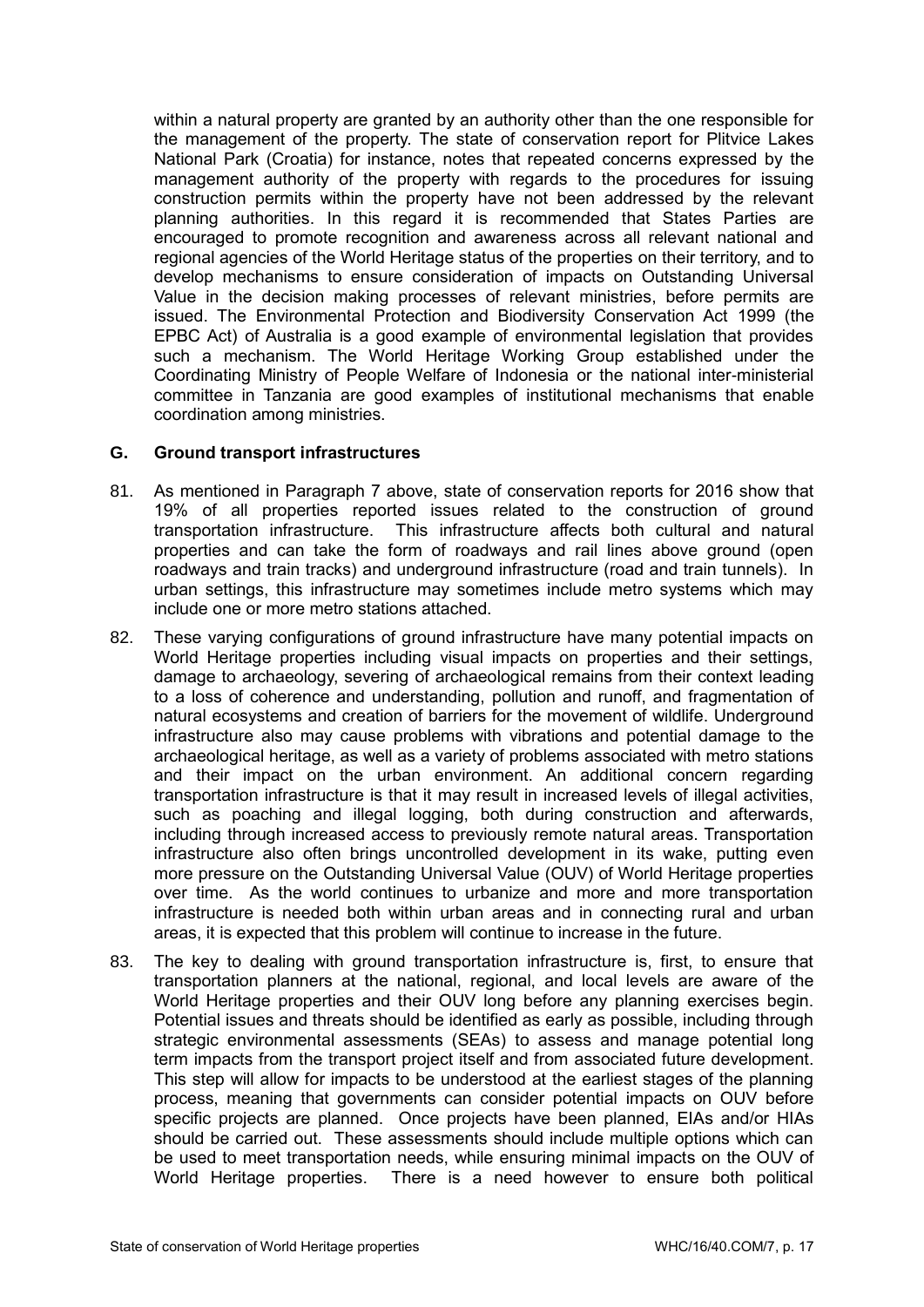within a natural property are granted by an authority other than the one responsible for the management of the property. The state of conservation report for Plitvice Lakes National Park (Croatia) for instance, notes that repeated concerns expressed by the management authority of the property with regards to the procedures for issuing construction permits within the property have not been addressed by the relevant planning authorities. In this regard it is recommended that States Parties are encouraged to promote recognition and awareness across all relevant national and regional agencies of the World Heritage status of the properties on their territory, and to develop mechanisms to ensure consideration of impacts on Outstanding Universal Value in the decision making processes of relevant ministries, before permits are issued. The Environmental Protection and Biodiversity Conservation Act 1999 (the EPBC Act) of Australia is a good example of environmental legislation that provides such a mechanism. The World Heritage Working Group established under the Coordinating Ministry of People Welfare of Indonesia or the national inter-ministerial committee in Tanzania are good examples of institutional mechanisms that enable coordination among ministries.

## G. Ground transport infrastructures

81. As mentioned in Paragraph 7 above, state of conservation reports for 2016 show that 19% of all properties reported issues related to the construction of ground transportation infrastructure. This infrastructure affects both cultural and natural properties and can take the form of roadways and rail lines above ground (open roadways and train tracks) and underground infrastructure (road and train tunnels). In urban settings, this infrastructure may sometimes include metro systems which may include one or more metro stations attached.

82. These varying configurations of ground infrastructure have many potential impacts on World Heritage properties including visual impacts on properties and their settings, damage to archaeology, severing of archaeological remains from their context leading to a loss of coherence and understanding, pollution and runoff, and fragmentation of natural ecosystems and creation of barriers for the movement of wildlife. Underground infrastructure also may cause problems with vibrations and potential damage to the archaeological heritage, as well as a variety of problems associated with metro stations and their impact on the urban environment. An additional concern regarding transportation infrastructure is that it may result in increased levels of illegal activities, such as poaching and illegal logging, both during construction and afterwards, including through increased access to previously remote natural areas. Transportation infrastructure also often brings uncontrolled development in its wake, putting even more pressure on the Outstanding Universal Value (OUV) of World Heritage properties over time. As the world continues to urbanize and more and more transportation infrastructure is needed both within urban areas and in connecting rural and urban areas, it is expected that this problem will continue to increase in the future.

83. The key to dealing with ground transportation infrastructure is, first, to ensure that transportation planners at the national, regional, and local levels are aware of the World Heritage properties and their OUV long before any planning exercises begin. Potential issues and threats should be identified as early as possible, including through strategic environmental assessments (SEAs) to assess and manage potential long term impacts from the transport project itself and from associated future development. This step will allow for impacts to be understood at the earliest stages of the planning process, meaning that governments can consider potential impacts on OUV before specific projects are planned. Once projects have been planned, EIAs and/or HIAs should be carried out. These assessments should include multiple options which can be used to meet transportation needs, while ensuring minimal impacts on the OUV of World Heritage properties. There is a need however to ensure both political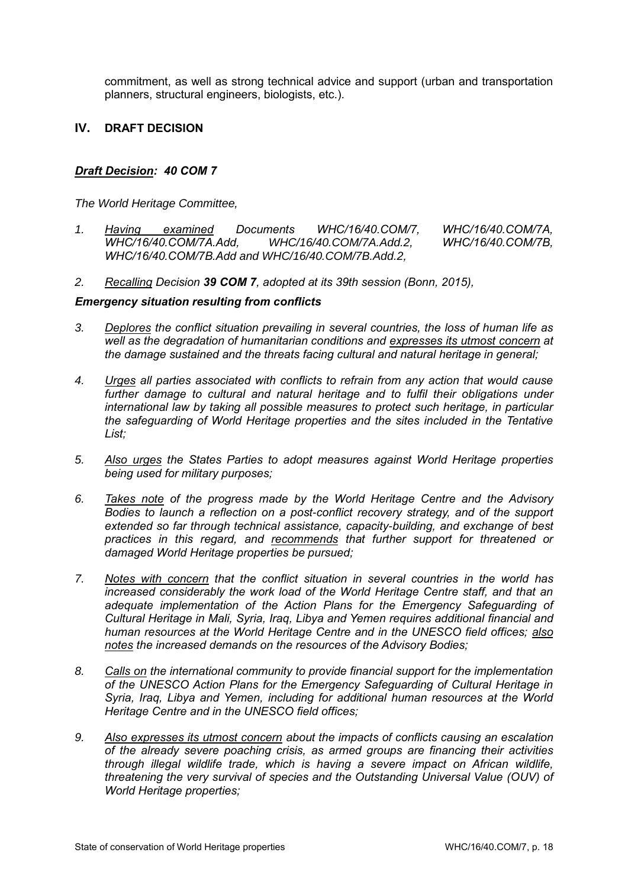commitment, as well as strong technical advice and support (urban and transportation planners, structural engineers, biologists, etc.).

## IV. DRAFT DECISION

***Draft Decision: 40 COM 7***

*The World Heritage Committee,*

1. *Having examined Documents WHC/16/40.COM/7, WHC/16/40.COM/7A, WHC/16/40.COM/7A.Add, WHC/16/40.COM/7A.Add.2, WHC/16/40.COM/7B, WHC/16/40.COM/7B.Add and WHC/16/40.COM/7B.Add.2,*

2. *Recalling Decision **39 COM 7**, adopted at its 39th session (Bonn, 2015),*

***Emergency situation resulting from conflicts***

3. *Deplores the conflict situation prevailing in several countries, the loss of human life as well as the degradation of humanitarian conditions and expresses its utmost concern at the damage sustained and the threats facing cultural and natural heritage in general;*

4. *Urges all parties associated with conflicts to refrain from any action that would cause further damage to cultural and natural heritage and to fulfil their obligations under international law by taking all possible measures to protect such heritage, in particular the safeguarding of World Heritage properties and the sites included in the Tentative List;*

5. *Also urges the States Parties to adopt measures against World Heritage properties being used for military purposes;*

6. *Takes note of the progress made by the World Heritage Centre and the Advisory Bodies to launch a reflection on a post-conflict recovery strategy, and of the support extended so far through technical assistance, capacity-building, and exchange of best practices in this regard, and recommends that further support for threatened or damaged World Heritage properties be pursued;*

7. *Notes with concern that the conflict situation in several countries in the world has increased considerably the work load of the World Heritage Centre staff, and that an adequate implementation of the Action Plans for the Emergency Safeguarding of Cultural Heritage in Mali, Syria, Iraq, Libya and Yemen requires additional financial and human resources at the World Heritage Centre and in the UNESCO field offices; also notes the increased demands on the resources of the Advisory Bodies;*

8. *Calls on the international community to provide financial support for the implementation of the UNESCO Action Plans for the Emergency Safeguarding of Cultural Heritage in Syria, Iraq, Libya and Yemen, including for additional human resources at the World Heritage Centre and in the UNESCO field offices;*

9. *Also expresses its utmost concern about the impacts of conflicts causing an escalation of the already severe poaching crisis, as armed groups are financing their activities through illegal wildlife trade, which is having a severe impact on African wildlife, threatening the very survival of species and the Outstanding Universal Value (OUV) of World Heritage properties;*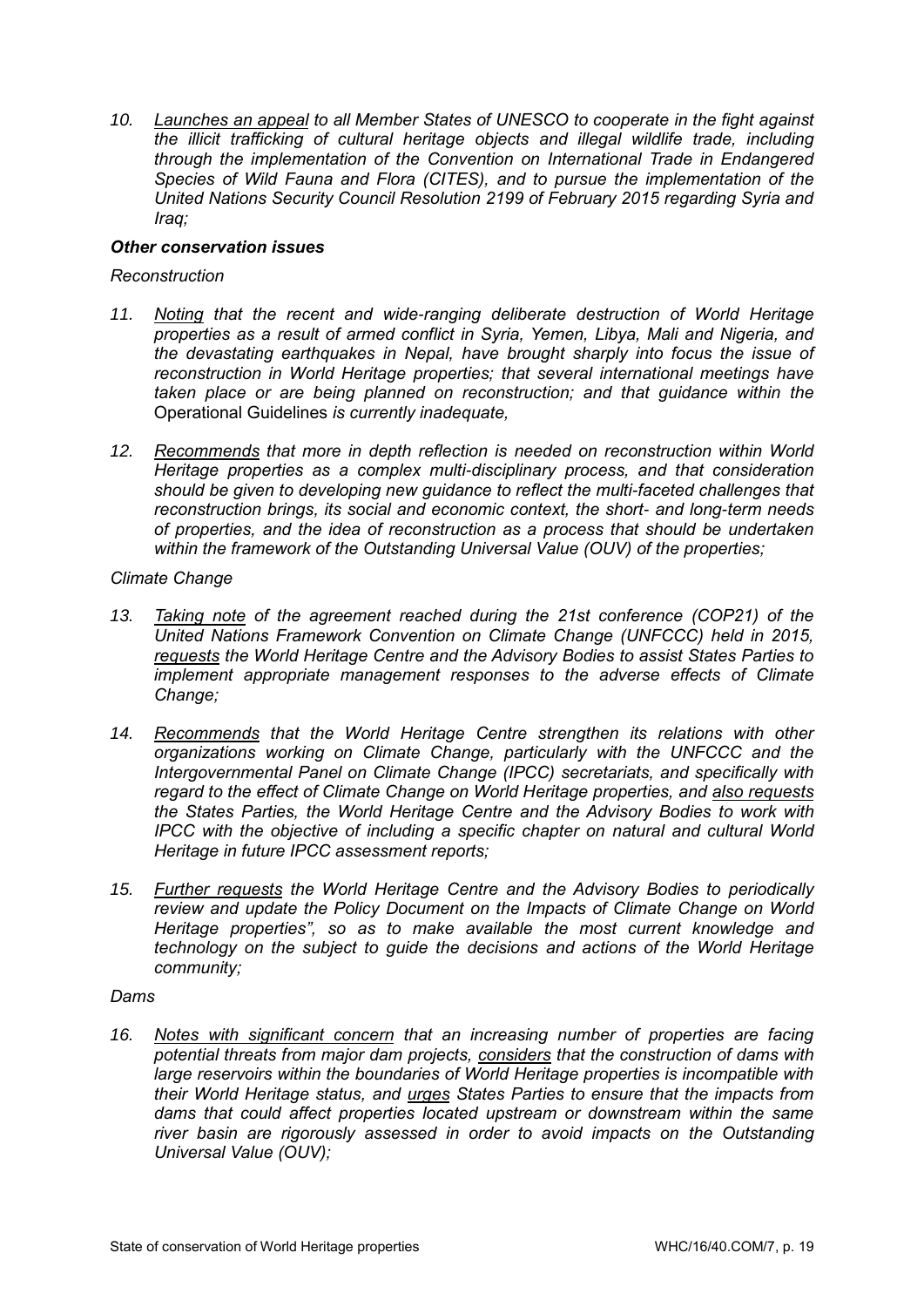10. *Launches an appeal to all Member States of UNESCO to cooperate in the fight against the illicit trafficking of cultural heritage objects and illegal wildlife trade, including through the implementation of the Convention on International Trade in Endangered Species of Wild Fauna and Flora (CITES), and to pursue the implementation of the United Nations Security Council Resolution 2199 of February 2015 regarding Syria and Iraq;*

***Other conservation issues***

*Reconstruction*

11. *Noting that the recent and wide-ranging deliberate destruction of World Heritage properties as a result of armed conflict in Syria, Yemen, Libya, Mali and Nigeria, and the devastating earthquakes in Nepal, have brought sharply into focus the issue of reconstruction in World Heritage properties; that several international meetings have taken place or are being planned on reconstruction; and that guidance within the* Operational Guidelines *is currently inadequate,*

12. *Recommends that more in depth reflection is needed on reconstruction within World Heritage properties as a complex multi-disciplinary process, and that consideration should be given to developing new guidance to reflect the multi-faceted challenges that reconstruction brings, its social and economic context, the short- and long-term needs of properties, and the idea of reconstruction as a process that should be undertaken within the framework of the Outstanding Universal Value (OUV) of the properties;*

*Climate Change*

13. *Taking note of the agreement reached during the 21st conference (COP21) of the United Nations Framework Convention on Climate Change (UNFCCC) held in 2015, requests the World Heritage Centre and the Advisory Bodies to assist States Parties to implement appropriate management responses to the adverse effects of Climate Change;*

14. *Recommends that the World Heritage Centre strengthen its relations with other organizations working on Climate Change, particularly with the UNFCCC and the Intergovernmental Panel on Climate Change (IPCC) secretariats, and specifically with regard to the effect of Climate Change on World Heritage properties, and also requests the States Parties, the World Heritage Centre and the Advisory Bodies to work with IPCC with the objective of including a specific chapter on natural and cultural World Heritage in future IPCC assessment reports;*

15. *Further requests the World Heritage Centre and the Advisory Bodies to periodically review and update the Policy Document on the Impacts of Climate Change on World Heritage properties", so as to make available the most current knowledge and technology on the subject to guide the decisions and actions of the World Heritage community;*

*Dams*

16. *Notes with significant concern that an increasing number of properties are facing potential threats from major dam projects, considers that the construction of dams with large reservoirs within the boundaries of World Heritage properties is incompatible with their World Heritage status, and urges States Parties to ensure that the impacts from dams that could affect properties located upstream or downstream within the same river basin are rigorously assessed in order to avoid impacts on the Outstanding Universal Value (OUV);*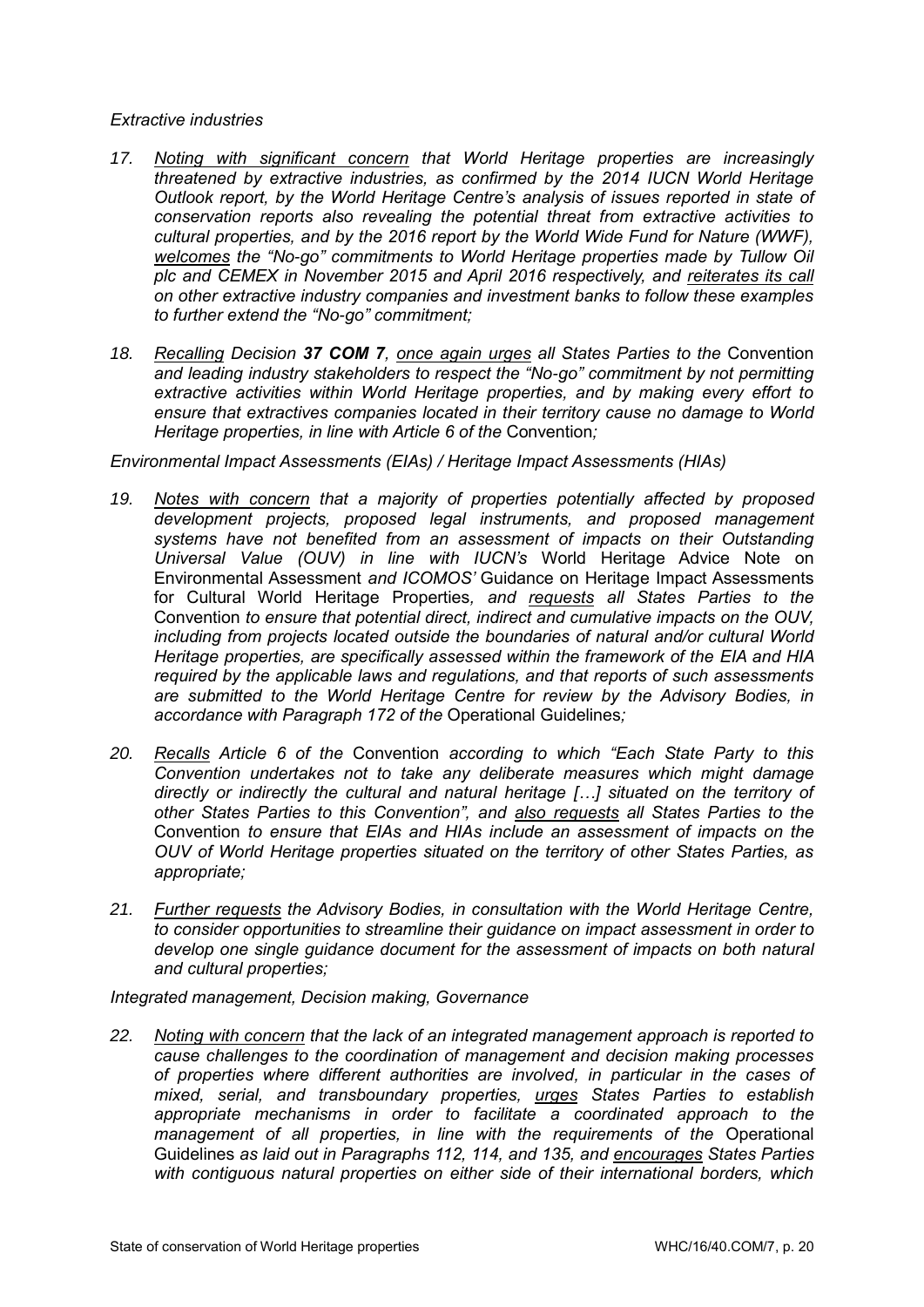*Extractive industries*

17. *Noting with significant concern that World Heritage properties are increasingly threatened by extractive industries, as confirmed by the 2014 IUCN World Heritage Outlook report, by the World Heritage Centre's analysis of issues reported in state of conservation reports also revealing the potential threat from extractive activities to cultural properties, and by the 2016 report by the World Wide Fund for Nature (WWF), welcomes the "No-go" commitments to World Heritage properties made by Tullow Oil plc and CEMEX in November 2015 and April 2016 respectively, and reiterates its call on other extractive industry companies and investment banks to follow these examples to further extend the "No-go" commitment;*

18. *Recalling Decision **37 COM 7**, once again urges all States Parties to the* Convention *and leading industry stakeholders to respect the "No-go" commitment by not permitting extractive activities within World Heritage properties, and by making every effort to ensure that extractives companies located in their territory cause no damage to World Heritage properties, in line with Article 6 of the* Convention*;*

*Environmental Impact Assessments (EIAs) / Heritage Impact Assessments (HIAs)*

19. *Notes with concern that a majority of properties potentially affected by proposed development projects, proposed legal instruments, and proposed management systems have not benefited from an assessment of impacts on their Outstanding Universal Value (OUV) in line with IUCN's* World Heritage Advice Note on Environmental Assessment *and ICOMOS'* Guidance on Heritage Impact Assessments for Cultural World Heritage Properties*, and requests all States Parties to the* Convention *to ensure that potential direct, indirect and cumulative impacts on the OUV, including from projects located outside the boundaries of natural and/or cultural World Heritage properties, are specifically assessed within the framework of the EIA and HIA required by the applicable laws and regulations, and that reports of such assessments are submitted to the World Heritage Centre for review by the Advisory Bodies, in accordance with Paragraph 172 of the* Operational Guidelines*;*

20. *Recalls Article 6 of the* Convention *according to which "Each State Party to this Convention undertakes not to take any deliberate measures which might damage directly or indirectly the cultural and natural heritage […] situated on the territory of other States Parties to this Convention", and also requests all States Parties to the* Convention *to ensure that EIAs and HIAs include an assessment of impacts on the OUV of World Heritage properties situated on the territory of other States Parties, as appropriate;*

21. *Further requests the Advisory Bodies, in consultation with the World Heritage Centre, to consider opportunities to streamline their guidance on impact assessment in order to develop one single guidance document for the assessment of impacts on both natural and cultural properties;*

*Integrated management, Decision making, Governance*

22. *Noting with concern that the lack of an integrated management approach is reported to cause challenges to the coordination of management and decision making processes of properties where different authorities are involved, in particular in the cases of mixed, serial, and transboundary properties, urges States Parties to establish appropriate mechanisms in order to facilitate a coordinated approach to the management of all properties, in line with the requirements of the* Operational Guidelines *as laid out in Paragraphs 112, 114, and 135, and encourages States Parties with contiguous natural properties on either side of their international borders, which*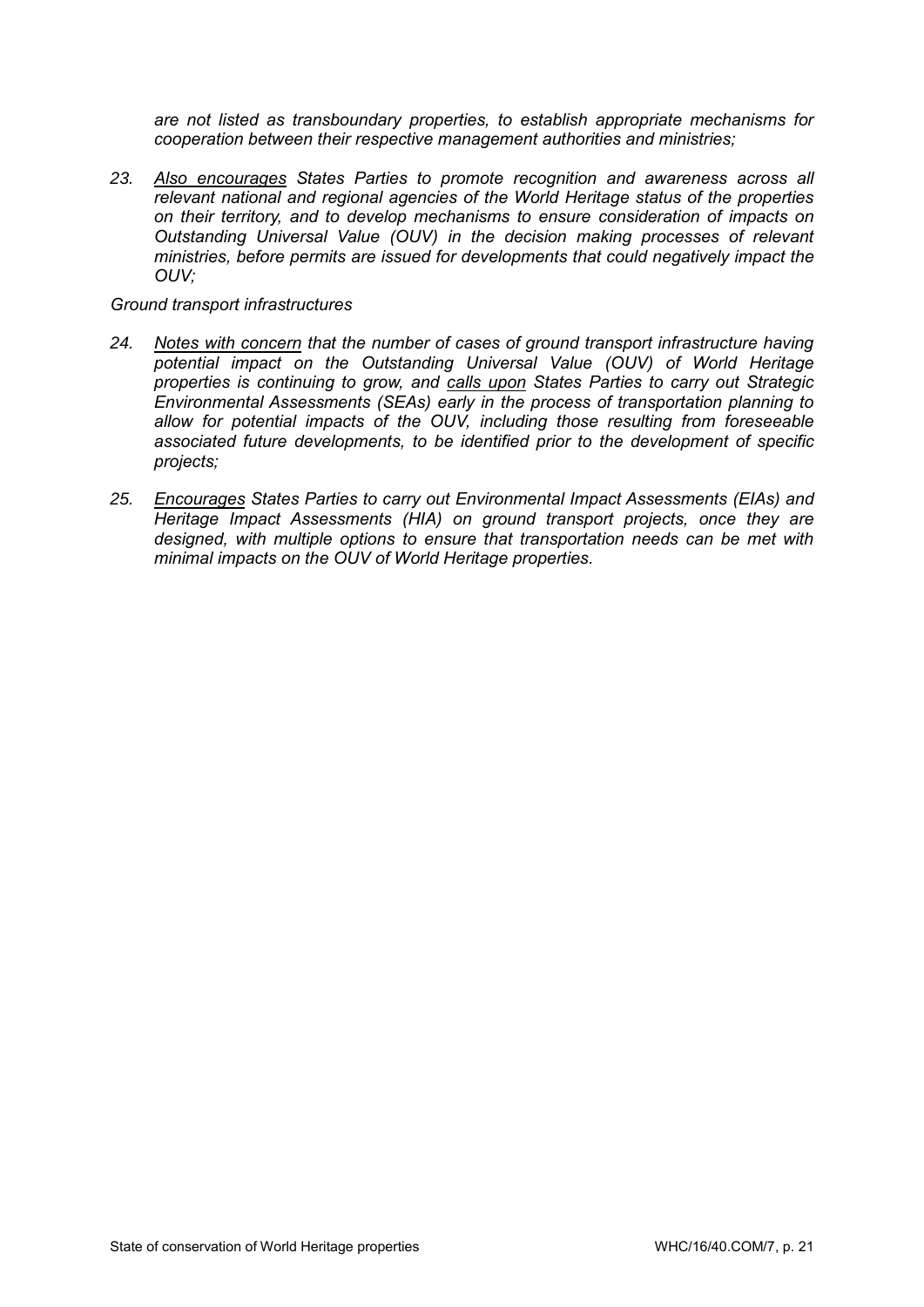*are not listed as transboundary properties, to establish appropriate mechanisms for cooperation between their respective management authorities and ministries;*

23. *Also encourages States Parties to promote recognition and awareness across all relevant national and regional agencies of the World Heritage status of the properties on their territory, and to develop mechanisms to ensure consideration of impacts on Outstanding Universal Value (OUV) in the decision making processes of relevant ministries, before permits are issued for developments that could negatively impact the OUV;*

*Ground transport infrastructures*

24. *Notes with concern that the number of cases of ground transport infrastructure having potential impact on the Outstanding Universal Value (OUV) of World Heritage properties is continuing to grow, and calls upon States Parties to carry out Strategic Environmental Assessments (SEAs) early in the process of transportation planning to allow for potential impacts of the OUV, including those resulting from foreseeable associated future developments, to be identified prior to the development of specific projects;*

25. *Encourages States Parties to carry out Environmental Impact Assessments (EIAs) and Heritage Impact Assessments (HIA) on ground transport projects, once they are designed, with multiple options to ensure that transportation needs can be met with minimal impacts on the OUV of World Heritage properties.*